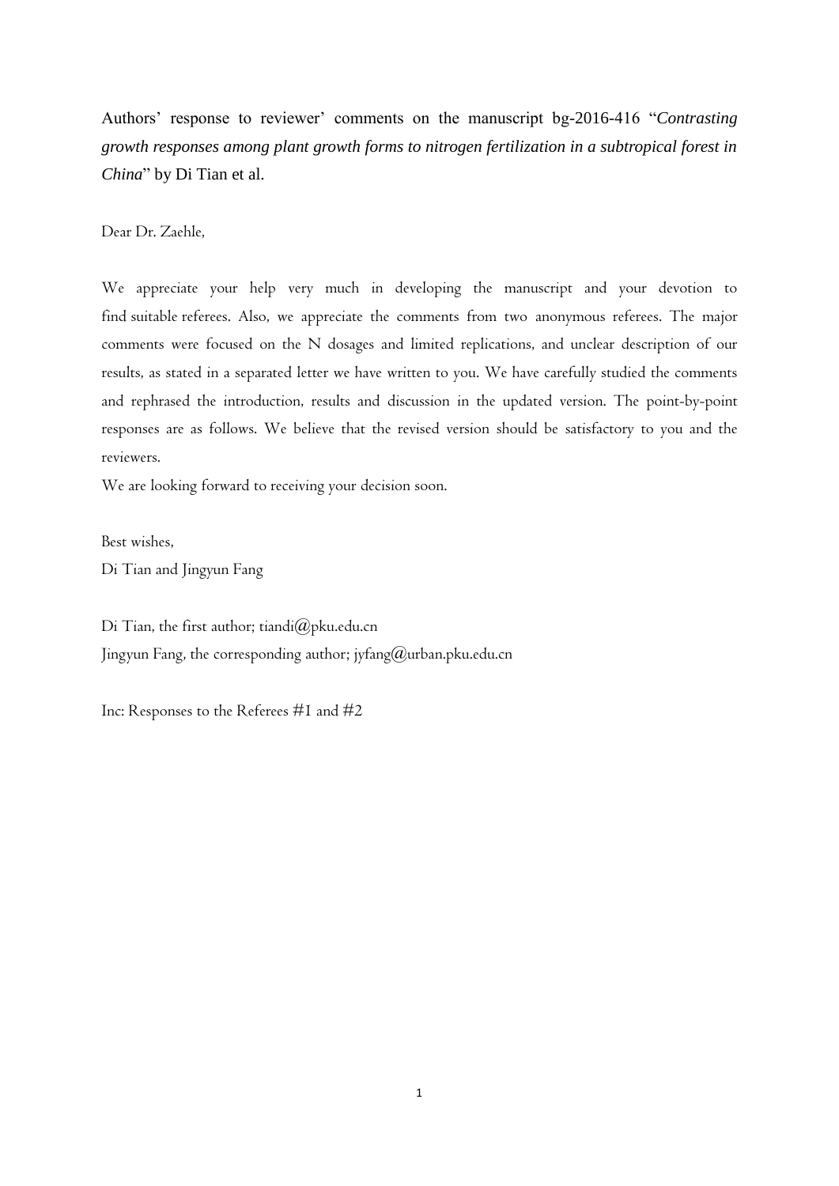Authors' response to reviewer' comments on the manuscript bg-2016-416 "*Contrasting growth responses among plant growth forms to nitrogen fertilization in a subtropical forest in China*" by Di Tian et al.

Dear Dr. Zaehle,

We appreciate your help very much in developing the manuscript and your devotion to find suitable referees. Also, we appreciate the comments from two anonymous referees. The major comments were focused on the N dosages and limited replications, and unclear description of our results, as stated in a separated letter we have written to you. We have carefully studied the comments and rephrased the introduction, results and discussion in the updated version. The point-by-point responses are as follows. We believe that the revised version should be satisfactory to you and the reviewers.

We are looking forward to receiving your decision soon.

Best wishes,

Di Tian and Jingyun Fang

Di Tian, the first author; tiandi@pku.edu.cn

Jingyun Fang, the corresponding author; jyfang@urban.pku.edu.cn

Inc: Responses to the Referees #1 and #2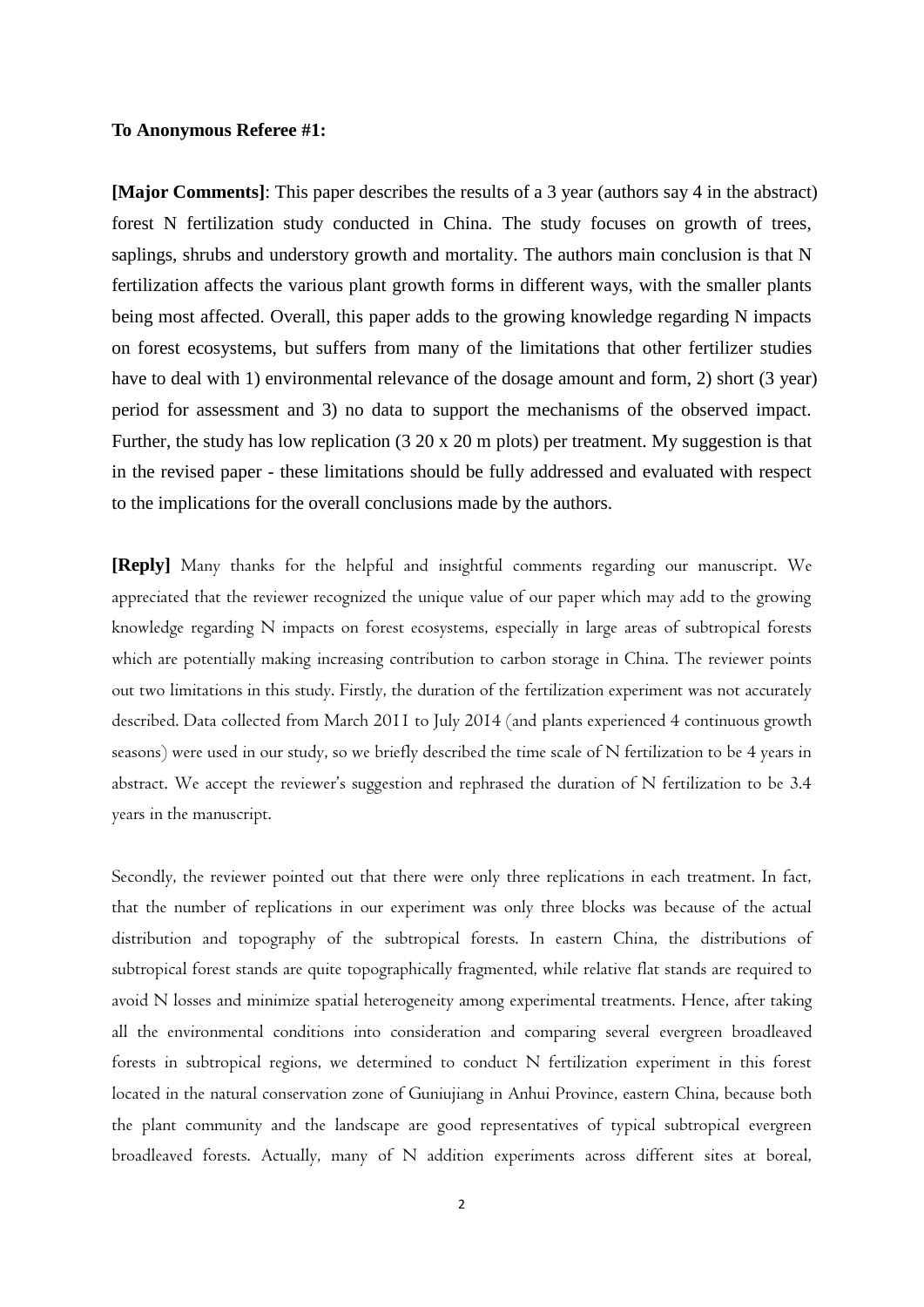**To Anonymous Referee #1:**

**[Major Comments]**: This paper describes the results of a 3 year (authors say 4 in the abstract) forest N fertilization study conducted in China. The study focuses on growth of trees, saplings, shrubs and understory growth and mortality. The authors main conclusion is that N fertilization affects the various plant growth forms in different ways, with the smaller plants being most affected. Overall, this paper adds to the growing knowledge regarding N impacts on forest ecosystems, but suffers from many of the limitations that other fertilizer studies have to deal with 1) environmental relevance of the dosage amount and form, 2) short (3 year) period for assessment and 3) no data to support the mechanisms of the observed impact. Further, the study has low replication (3 20 x 20 m plots) per treatment. My suggestion is that in the revised paper - these limitations should be fully addressed and evaluated with respect to the implications for the overall conclusions made by the authors.

**[Reply]** Many thanks for the helpful and insightful comments regarding our manuscript. We appreciated that the reviewer recognized the unique value of our paper which may add to the growing knowledge regarding N impacts on forest ecosystems, especially in large areas of subtropical forests which are potentially making increasing contribution to carbon storage in China. The reviewer points out two limitations in this study. Firstly, the duration of the fertilization experiment was not accurately described. Data collected from March 2011 to July 2014 (and plants experienced 4 continuous growth seasons) were used in our study, so we briefly described the time scale of N fertilization to be 4 years in abstract. We accept the reviewer's suggestion and rephrased the duration of N fertilization to be 3.4 years in the manuscript.

Secondly, the reviewer pointed out that there were only three replications in each treatment. In fact, that the number of replications in our experiment was only three blocks was because of the actual distribution and topography of the subtropical forests. In eastern China, the distributions of subtropical forest stands are quite topographically fragmented, while relative flat stands are required to avoid N losses and minimize spatial heterogeneity among experimental treatments. Hence, after taking all the environmental conditions into consideration and comparing several evergreen broadleaved forests in subtropical regions, we determined to conduct N fertilization experiment in this forest located in the natural conservation zone of Guniujiang in Anhui Province, eastern China, because both the plant community and the landscape are good representatives of typical subtropical evergreen broadleaved forests. Actually, many of N addition experiments across different sites at boreal,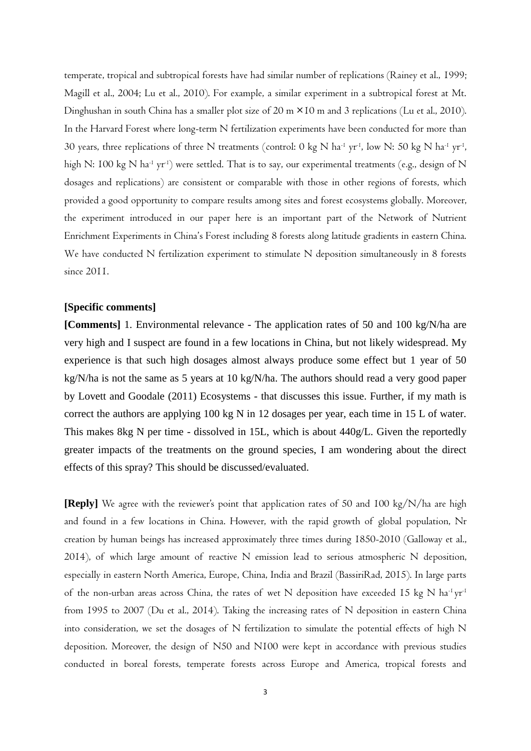temperate, tropical and subtropical forests have had similar number of replications (Rainey et al., 1999; Magill et al., 2004; Lu et al., 2010). For example, a similar experiment in a subtropical forest at Mt. Dinghushan in south China has a smaller plot size of 20 m × 10 m and 3 replications (Lu et al., 2010). In the Harvard Forest where long-term N fertilization experiments have been conducted for more than 30 years, three replications of three N treatments (control: 0 kg N $ha^{-1}$ $yr^{-1}$, low N: 50 kg N $ha^{-1}$ $yr^{-1}$, high N: 100 kg N $ha^{-1}$ $yr^{-1}$) were settled. That is to say, our experimental treatments (e.g., design of N dosages and replications) are consistent or comparable with those in other regions of forests, which provided a good opportunity to compare results among sites and forest ecosystems globally. Moreover, the experiment introduced in our paper here is an important part of the Network of Nutrient Enrichment Experiments in China's Forest including 8 forests along latitude gradients in eastern China. We have conducted N fertilization experiment to stimulate N deposition simultaneously in 8 forests since 2011.

**[Specific comments]**

**[Comments]** 1. Environmental relevance - The application rates of 50 and 100 kg/N/ha are very high and I suspect are found in a few locations in China, but not likely widespread. My experience is that such high dosages almost always produce some effect but 1 year of 50 kg/N/ha is not the same as 5 years at 10 kg/N/ha. The authors should read a very good paper by Lovett and Goodale (2011) Ecosystems - that discusses this issue. Further, if my math is correct the authors are applying 100 kg N in 12 dosages per year, each time in 15 L of water. This makes 8kg N per time - dissolved in 15L, which is about 440g/L. Given the reportedly greater impacts of the treatments on the ground species, I am wondering about the direct effects of this spray? This should be discussed/evaluated.

**[Reply]** We agree with the reviewer's point that application rates of 50 and 100 kg/N/ha are high and found in a few locations in China. However, with the rapid growth of global population, Nr creation by human beings has increased approximately three times during 1850-2010 (Galloway et al., 2014), of which large amount of reactive N emission lead to serious atmospheric N deposition, especially in eastern North America, Europe, China, India and Brazil (BassiriRad, 2015). In large parts of the non-urban areas across China, the rates of wet N deposition have exceeded 15 kg N $ha^{-1}$ $yr^{-1}$ from 1995 to 2007 (Du et al., 2014). Taking the increasing rates of N deposition in eastern China into consideration, we set the dosages of N fertilization to simulate the potential effects of high N deposition. Moreover, the design of N50 and N100 were kept in accordance with previous studies conducted in boreal forests, temperate forests across Europe and America, tropical forests and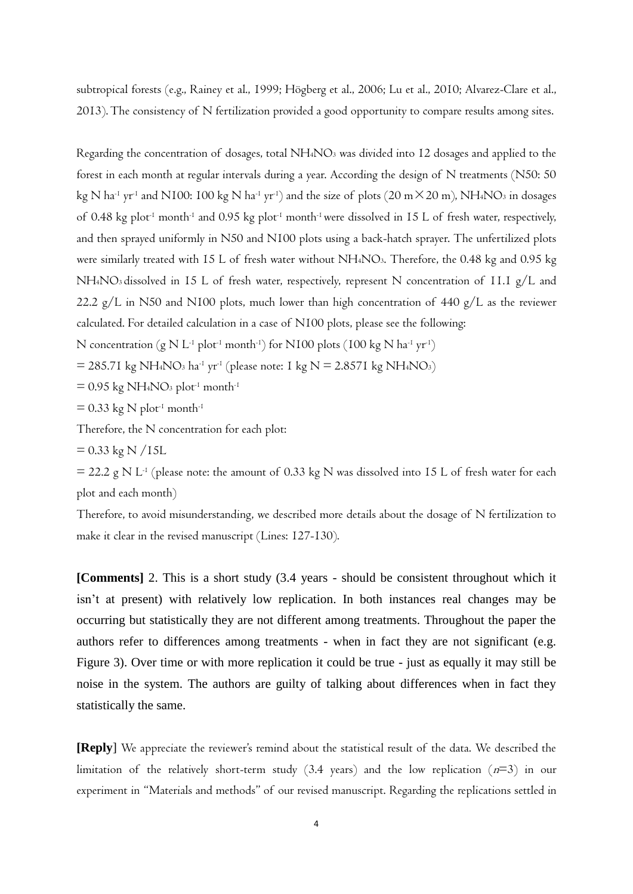subtropical forests (e.g., Rainey et al., 1999; Högberg et al., 2006; Lu et al., 2010; Alvarez-Clare et al., 2013). The consistency of N fertilization provided a good opportunity to compare results among sites.

Regarding the concentration of dosages, total $NH_4NO_3$ was divided into 12 dosages and applied to the forest in each month at regular intervals during a year. According the design of N treatments (N50: 50 kg N $ha^{-1}$ $yr^{-1}$ and N100: 100 kg N $ha^{-1}$ $yr^{-1}$) and the size of plots (20 m × 20 m), $NH_4NO_3$ in dosages of 0.48 kg $plot^{-1}$ $month^{-1}$ and 0.95 kg $plot^{-1}$ $month^{-1}$ were dissolved in 15 L of fresh water, respectively, and then sprayed uniformly in N50 and N100 plots using a back-hatch sprayer. The unfertilized plots were similarly treated with 15 L of fresh water without $NH_4NO_3$. Therefore, the 0.48 kg and 0.95 kg $NH_4NO_3$ dissolved in 15 L of fresh water, respectively, represent N concentration of 11.1 g/L and 22.2 g/L in N50 and N100 plots, much lower than high concentration of 440 g/L as the reviewer calculated. For detailed calculation in a case of N100 plots, please see the following:

N concentration (g N $L^{-1}$ $plot^{-1}$ $month^{-1}$) for N100 plots (100 kg N $ha^{-1}$ $yr^{-1}$)

= 285.71 kg $NH_4NO_3$ $ha^{-1}$ $yr^{-1}$ (please note: 1 kg N = 2.8571 kg $NH_4NO_3$)

= 0.95 kg $NH_4NO_3$ $plot^{-1}$ $month^{-1}$

= 0.33 kg N $plot^{-1}$ $month^{-1}$

Therefore, the N concentration for each plot:

= 0.33 kg N /15L

= 22.2 g N $L^{-1}$ (please note: the amount of 0.33 kg N was dissolved into 15 L of fresh water for each plot and each month)

Therefore, to avoid misunderstanding, we described more details about the dosage of N fertilization to make it clear in the revised manuscript (Lines: 127-130).

**[Comments]** 2. This is a short study (3.4 years - should be consistent throughout which it isn't at present) with relatively low replication. In both instances real changes may be occurring but statistically they are not different among treatments. Throughout the paper the authors refer to differences among treatments - when in fact they are not significant (e.g. Figure 3). Over time or with more replication it could be true - just as equally it may still be noise in the system. The authors are guilty of talking about differences when in fact they statistically the same.

**[Reply**] We appreciate the reviewer's remind about the statistical result of the data. We described the limitation of the relatively short-term study (3.4 years) and the low replication ($n$=3) in our experiment in "Materials and methods" of our revised manuscript. Regarding the replications settled in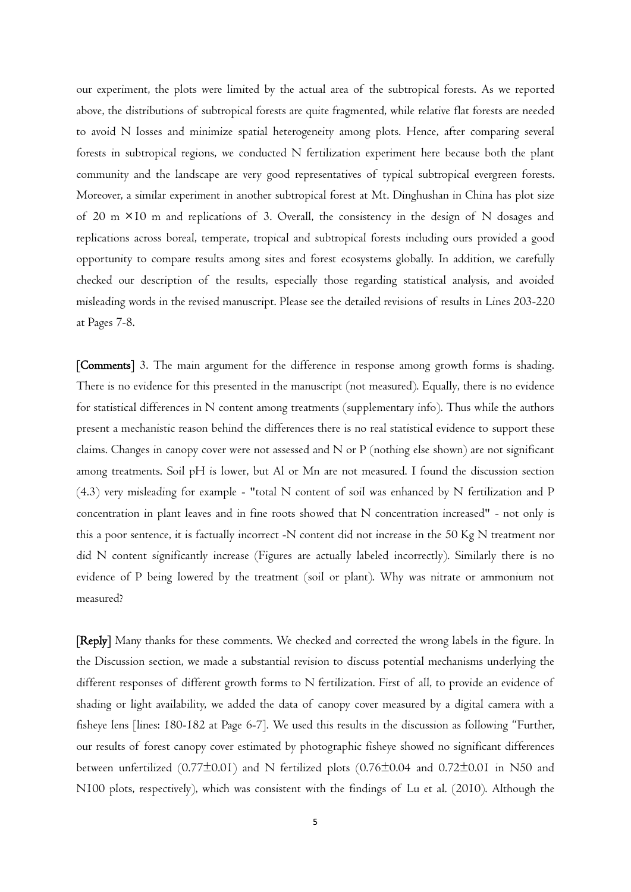our experiment, the plots were limited by the actual area of the subtropical forests. As we reported above, the distributions of subtropical forests are quite fragmented, while relative flat forests are needed to avoid N losses and minimize spatial heterogeneity among plots. Hence, after comparing several forests in subtropical regions, we conducted N fertilization experiment here because both the plant community and the landscape are very good representatives of typical subtropical evergreen forests. Moreover, a similar experiment in another subtropical forest at Mt. Dinghushan in China has plot size of 20 m ×10 m and replications of 3. Overall, the consistency in the design of N dosages and replications across boreal, temperate, tropical and subtropical forests including ours provided a good opportunity to compare results among sites and forest ecosystems globally. In addition, we carefully checked our description of the results, especially those regarding statistical analysis, and avoided misleading words in the revised manuscript. Please see the detailed revisions of results in Lines 203-220 at Pages 7-8.

**[Comments]** 3. The main argument for the difference in response among growth forms is shading. There is no evidence for this presented in the manuscript (not measured). Equally, there is no evidence for statistical differences in N content among treatments (supplementary info). Thus while the authors present a mechanistic reason behind the differences there is no real statistical evidence to support these claims. Changes in canopy cover were not assessed and N or P (nothing else shown) are not significant among treatments. Soil pH is lower, but Al or Mn are not measured. I found the discussion section (4.3) very misleading for example - "total N content of soil was enhanced by N fertilization and P concentration in plant leaves and in fine roots showed that N concentration increased" - not only is this a poor sentence, it is factually incorrect -N content did not increase in the 50 Kg N treatment nor did N content significantly increase (Figures are actually labeled incorrectly). Similarly there is no evidence of P being lowered by the treatment (soil or plant). Why was nitrate or ammonium not measured?

**[Reply]** Many thanks for these comments. We checked and corrected the wrong labels in the figure. In the Discussion section, we made a substantial revision to discuss potential mechanisms underlying the different responses of different growth forms to N fertilization. First of all, to provide an evidence of shading or light availability, we added the data of canopy cover measured by a digital camera with a fisheye lens [lines: 180-182 at Page 6-7]. We used this results in the discussion as following "Further, our results of forest canopy cover estimated by photographic fisheye showed no significant differences between unfertilized (0.77±0.01) and N fertilized plots (0.76±0.04 and 0.72±0.01 in N50 and N100 plots, respectively), which was consistent with the findings of Lu et al. (2010). Although the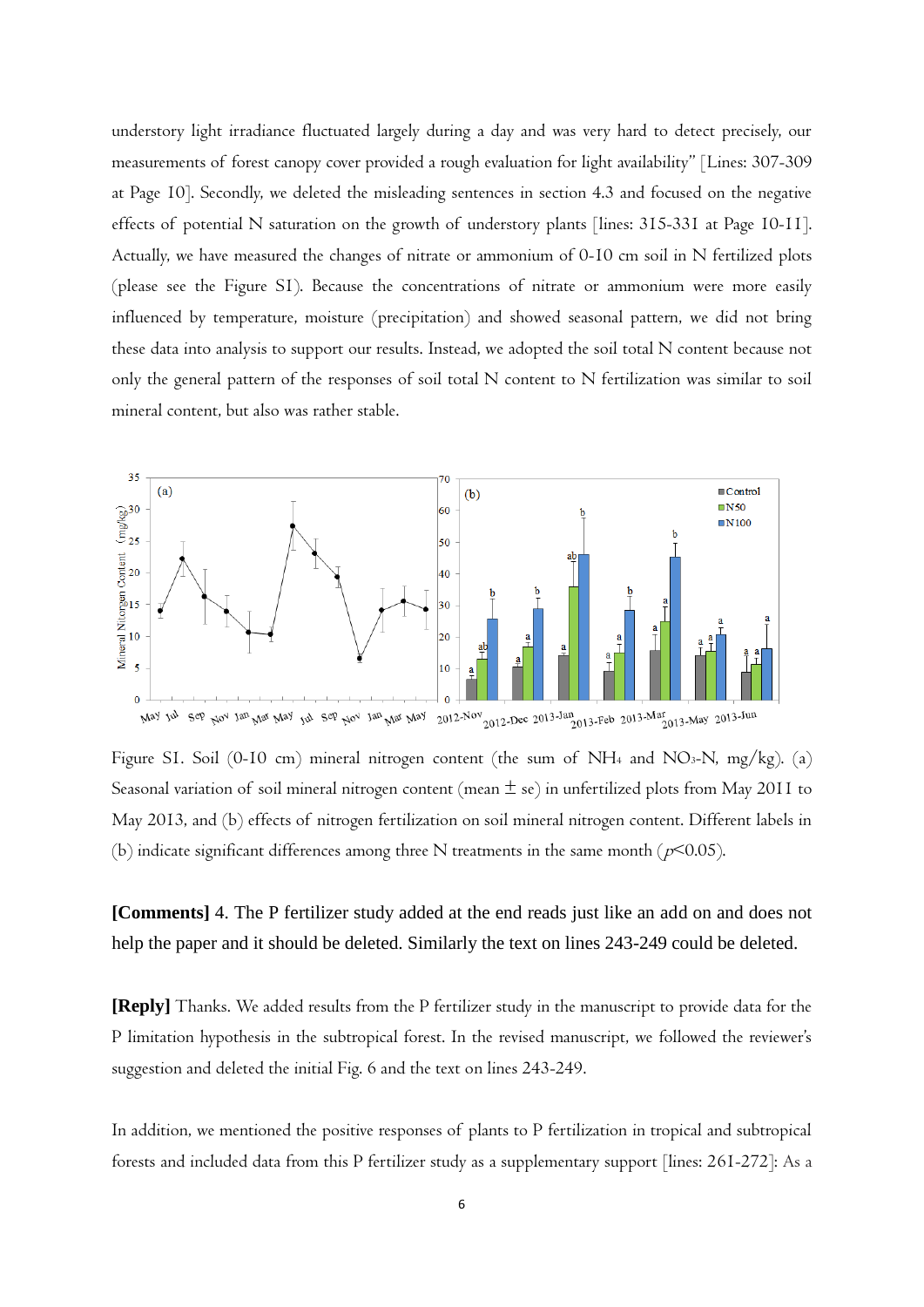understory light irradiance fluctuated largely during a day and was very hard to detect precisely, our measurements of forest canopy cover provided a rough evaluation for light availability" [Lines: 307-309 at Page 10]. Secondly, we deleted the misleading sentences in section 4.3 and focused on the negative effects of potential N saturation on the growth of understory plants [lines: 315-331 at Page 10-11]. Actually, we have measured the changes of nitrate or ammonium of 0-10 cm soil in N fertilized plots (please see the Figure S1). Because the concentrations of nitrate or ammonium were more easily influenced by temperature, moisture (precipitation) and showed seasonal pattern, we did not bring these data into analysis to support our results. Instead, we adopted the soil total N content because not only the general pattern of the responses of soil total N content to N fertilization was similar to soil mineral content, but also was rather stable.

Figure S1. Soil (0-10 cm) mineral nitrogen content (the sum of $NH_4$ and $NO_3$-N, mg/kg). (a) Seasonal variation of soil mineral nitrogen content (mean ± se) in unfertilized plots from May 2011 to May 2013, and (b) effects of nitrogen fertilization on soil mineral nitrogen content. Different labels in (b) indicate significant differences among three N treatments in the same month ($p$<0.05).

**[Comments]** 4. The P fertilizer study added at the end reads just like an add on and does not help the paper and it should be deleted. Similarly the text on lines 243-249 could be deleted.

**[Reply]** Thanks. We added results from the P fertilizer study in the manuscript to provide data for the P limitation hypothesis in the subtropical forest. In the revised manuscript, we followed the reviewer's suggestion and deleted the initial Fig. 6 and the text on lines 243-249.

In addition, we mentioned the positive responses of plants to P fertilization in tropical and subtropical forests and included data from this P fertilizer study as a supplementary support [lines: 261-272]: As a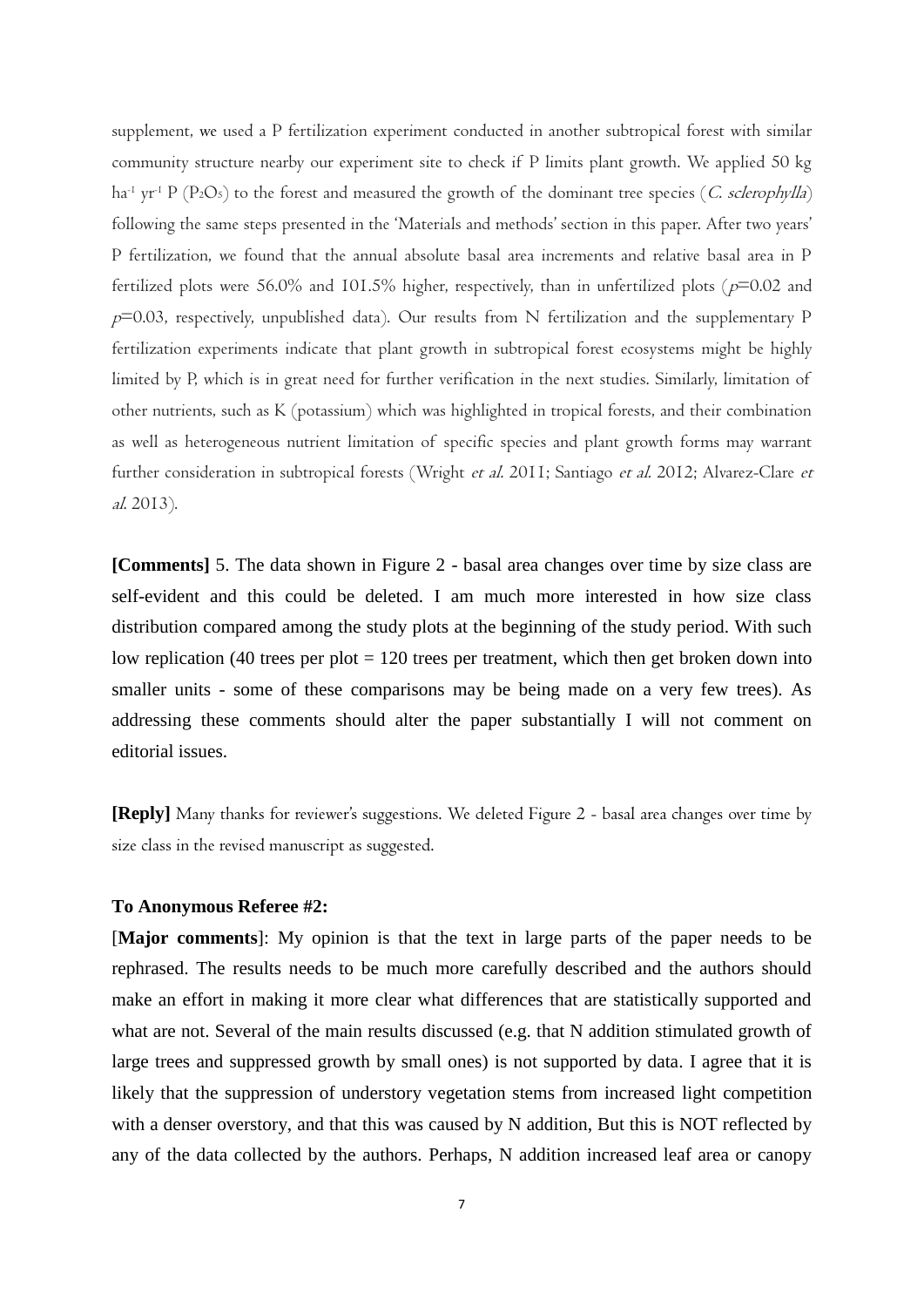supplement, we used a P fertilization experiment conducted in another subtropical forest with similar community structure nearby our experiment site to check if P limits plant growth. We applied 50 kg $ha^{-1}$ $yr^{-1}$ P ($P_2O_5$) to the forest and measured the growth of the dominant tree species (*C. sclerophylla*) following the same steps presented in the 'Materials and methods' section in this paper. After two years' P fertilization, we found that the annual absolute basal area increments and relative basal area in P fertilized plots were 56.0% and 101.5% higher, respectively, than in unfertilized plots ($p$=0.02 and $p$=0.03, respectively, unpublished data). Our results from N fertilization and the supplementary P fertilization experiments indicate that plant growth in subtropical forest ecosystems might be highly limited by P, which is in great need for further verification in the next studies. Similarly, limitation of other nutrients, such as K (potassium) which was highlighted in tropical forests, and their combination as well as heterogeneous nutrient limitation of specific species and plant growth forms may warrant further consideration in subtropical forests (Wright *et al.* 2011; Santiago *et al.* 2012; Alvarez-Clare *et al.* 2013).

**[Comments]** 5. The data shown in Figure 2 - basal area changes over time by size class are self-evident and this could be deleted. I am much more interested in how size class distribution compared among the study plots at the beginning of the study period. With such low replication (40 trees per plot = 120 trees per treatment, which then get broken down into smaller units - some of these comparisons may be being made on a very few trees). As addressing these comments should alter the paper substantially I will not comment on editorial issues.

**[Reply]** Many thanks for reviewer's suggestions. We deleted Figure 2 - basal area changes over time by size class in the revised manuscript as suggested.

**To Anonymous Referee #2:**

[**Major comments**]: My opinion is that the text in large parts of the paper needs to be rephrased. The results needs to be much more carefully described and the authors should make an effort in making it more clear what differences that are statistically supported and what are not. Several of the main results discussed (e.g. that N addition stimulated growth of large trees and suppressed growth by small ones) is not supported by data. I agree that it is likely that the suppression of understory vegetation stems from increased light competition with a denser overstory, and that this was caused by N addition, But this is NOT reflected by any of the data collected by the authors. Perhaps, N addition increased leaf area or canopy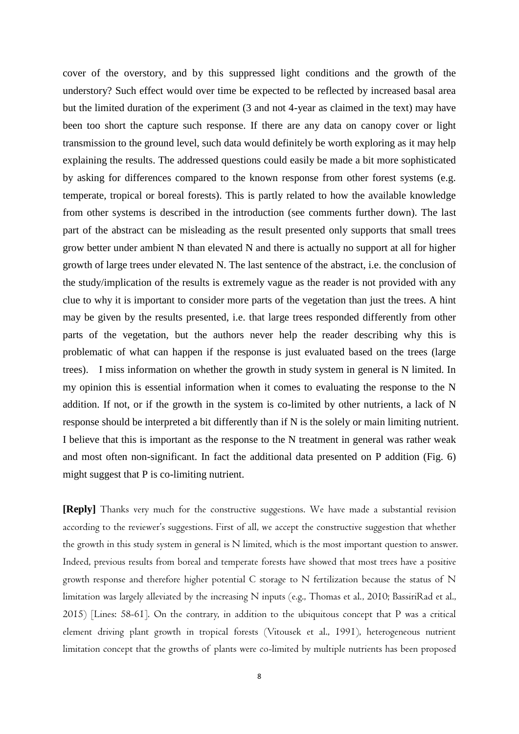cover of the overstory, and by this suppressed light conditions and the growth of the understory? Such effect would over time be expected to be reflected by increased basal area but the limited duration of the experiment (3 and not 4-year as claimed in the text) may have been too short the capture such response. If there are any data on canopy cover or light transmission to the ground level, such data would definitely be worth exploring as it may help explaining the results. The addressed questions could easily be made a bit more sophisticated by asking for differences compared to the known response from other forest systems (e.g. temperate, tropical or boreal forests). This is partly related to how the available knowledge from other systems is described in the introduction (see comments further down). The last part of the abstract can be misleading as the result presented only supports that small trees grow better under ambient N than elevated N and there is actually no support at all for higher growth of large trees under elevated N. The last sentence of the abstract, i.e. the conclusion of the study/implication of the results is extremely vague as the reader is not provided with any clue to why it is important to consider more parts of the vegetation than just the trees. A hint may be given by the results presented, i.e. that large trees responded differently from other parts of the vegetation, but the authors never help the reader describing why this is problematic of what can happen if the response is just evaluated based on the trees (large trees). I miss information on whether the growth in study system in general is N limited. In my opinion this is essential information when it comes to evaluating the response to the N addition. If not, or if the growth in the system is co-limited by other nutrients, a lack of N response should be interpreted a bit differently than if N is the solely or main limiting nutrient. I believe that this is important as the response to the N treatment in general was rather weak and most often non-significant. In fact the additional data presented on P addition (Fig. 6) might suggest that P is co-limiting nutrient.

**[Reply]** Thanks very much for the constructive suggestions. We have made a substantial revision according to the reviewer's suggestions. First of all, we accept the constructive suggestion that whether the growth in this study system in general is N limited, which is the most important question to answer. Indeed, previous results from boreal and temperate forests have showed that most trees have a positive growth response and therefore higher potential C storage to N fertilization because the status of N limitation was largely alleviated by the increasing N inputs (e.g., Thomas et al., 2010; BassiriRad et al., 2015) [Lines: 58-61]. On the contrary, in addition to the ubiquitous concept that P was a critical element driving plant growth in tropical forests (Vitousek et al., 1991), heterogeneous nutrient limitation concept that the growths of plants were co-limited by multiple nutrients has been proposed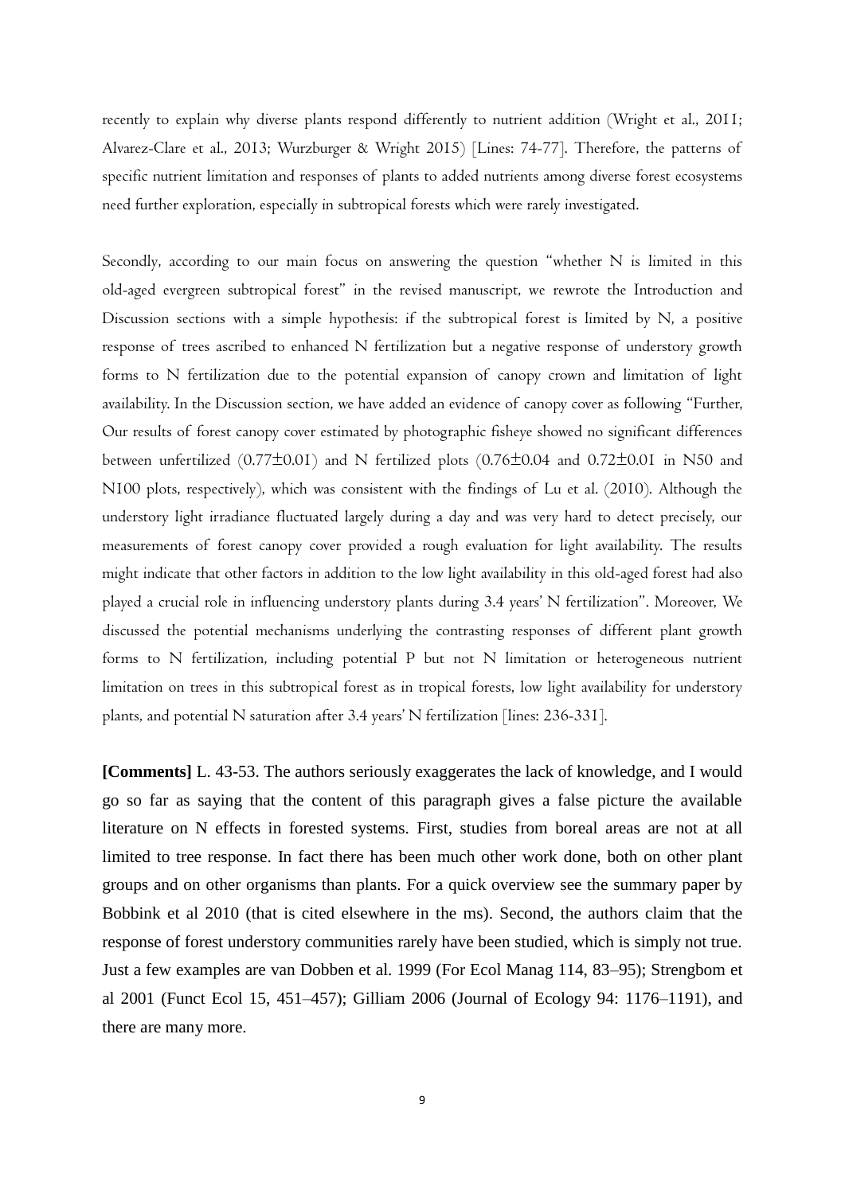recently to explain why diverse plants respond differently to nutrient addition (Wright et al., 2011; Alvarez-Clare et al., 2013; Wurzburger & Wright 2015) [Lines: 74-77]. Therefore, the patterns of specific nutrient limitation and responses of plants to added nutrients among diverse forest ecosystems need further exploration, especially in subtropical forests which were rarely investigated.

Secondly, according to our main focus on answering the question "whether N is limited in this old-aged evergreen subtropical forest" in the revised manuscript, we rewrote the Introduction and Discussion sections with a simple hypothesis: if the subtropical forest is limited by N, a positive response of trees ascribed to enhanced N fertilization but a negative response of understory growth forms to N fertilization due to the potential expansion of canopy crown and limitation of light availability. In the Discussion section, we have added an evidence of canopy cover as following "Further, Our results of forest canopy cover estimated by photographic fisheye showed no significant differences between unfertilized (0.77±0.01) and N fertilized plots (0.76±0.04 and 0.72±0.01 in N50 and N100 plots, respectively), which was consistent with the findings of Lu et al. (2010). Although the understory light irradiance fluctuated largely during a day and was very hard to detect precisely, our measurements of forest canopy cover provided a rough evaluation for light availability. The results might indicate that other factors in addition to the low light availability in this old-aged forest had also played a crucial role in influencing understory plants during 3.4 years' N fertilization". Moreover, We discussed the potential mechanisms underlying the contrasting responses of different plant growth forms to N fertilization, including potential P but not N limitation or heterogeneous nutrient limitation on trees in this subtropical forest as in tropical forests, low light availability for understory plants, and potential N saturation after 3.4 years' N fertilization [lines: 236-331].

**[Comments]** L. 43-53. The authors seriously exaggerates the lack of knowledge, and I would go so far as saying that the content of this paragraph gives a false picture the available literature on N effects in forested systems. First, studies from boreal areas are not at all limited to tree response. In fact there has been much other work done, both on other plant groups and on other organisms than plants. For a quick overview see the summary paper by Bobbink et al 2010 (that is cited elsewhere in the ms). Second, the authors claim that the response of forest understory communities rarely have been studied, which is simply not true. Just a few examples are van Dobben et al. 1999 (For Ecol Manag 114, 83–95); Strengbom et al 2001 (Funct Ecol 15, 451–457); Gilliam 2006 (Journal of Ecology 94: 1176–1191), and there are many more.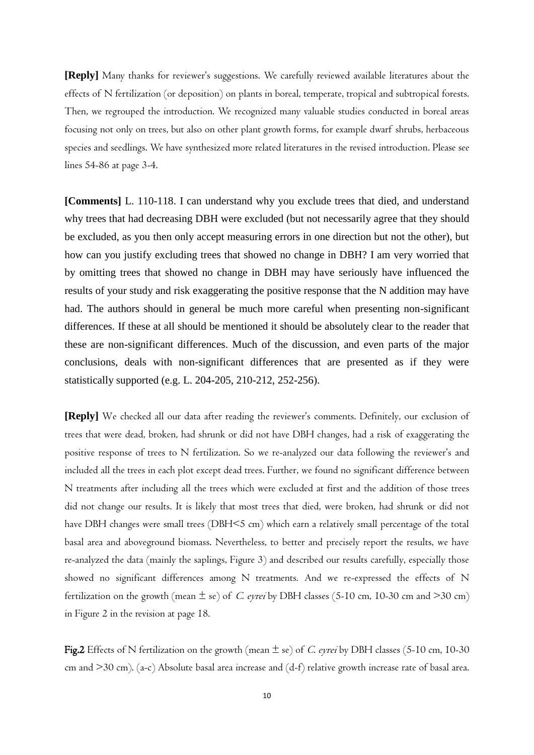**[Reply]** Many thanks for reviewer's suggestions. We carefully reviewed available literatures about the effects of N fertilization (or deposition) on plants in boreal, temperate, tropical and subtropical forests. Then, we regrouped the introduction. We recognized many valuable studies conducted in boreal areas focusing not only on trees, but also on other plant growth forms, for example dwarf shrubs, herbaceous species and seedlings. We have synthesized more related literatures in the revised introduction. Please see lines 54-86 at page 3-4.

**[Comments]** L. 110-118. I can understand why you exclude trees that died, and understand why trees that had decreasing DBH were excluded (but not necessarily agree that they should be excluded, as you then only accept measuring errors in one direction but not the other), but how can you justify excluding trees that showed no change in DBH? I am very worried that by omitting trees that showed no change in DBH may have seriously have influenced the results of your study and risk exaggerating the positive response that the N addition may have had. The authors should in general be much more careful when presenting non-significant differences. If these at all should be mentioned it should be absolutely clear to the reader that these are non-significant differences. Much of the discussion, and even parts of the major conclusions, deals with non-significant differences that are presented as if they were statistically supported (e.g. L. 204-205, 210-212, 252-256).

**[Reply]** We checked all our data after reading the reviewer's comments. Definitely, our exclusion of trees that were dead, broken, had shrunk or did not have DBH changes, had a risk of exaggerating the positive response of trees to N fertilization. So we re-analyzed our data following the reviewer's and included all the trees in each plot except dead trees. Further, we found no significant difference between N treatments after including all the trees which were excluded at first and the addition of those trees did not change our results. It is likely that most trees that died, were broken, had shrunk or did not have DBH changes were small trees (DBH<5 cm) which earn a relatively small percentage of the total basal area and aboveground biomass. Nevertheless, to better and precisely report the results, we have re-analyzed the data (mainly the saplings, Figure 3) and described our results carefully, especially those showed no significant differences among N treatments. And we re-expressed the effects of N fertilization on the growth (mean ± se) of *C. eyrei* by DBH classes (5-10 cm, 10-30 cm and >30 cm) in Figure 2 in the revision at page 18.

**Fig.2** Effects of N fertilization on the growth (mean ± se) of *C. eyrei* by DBH classes (5-10 cm, 10-30 cm and >30 cm). (a-c) Absolute basal area increase and (d-f) relative growth increase rate of basal area.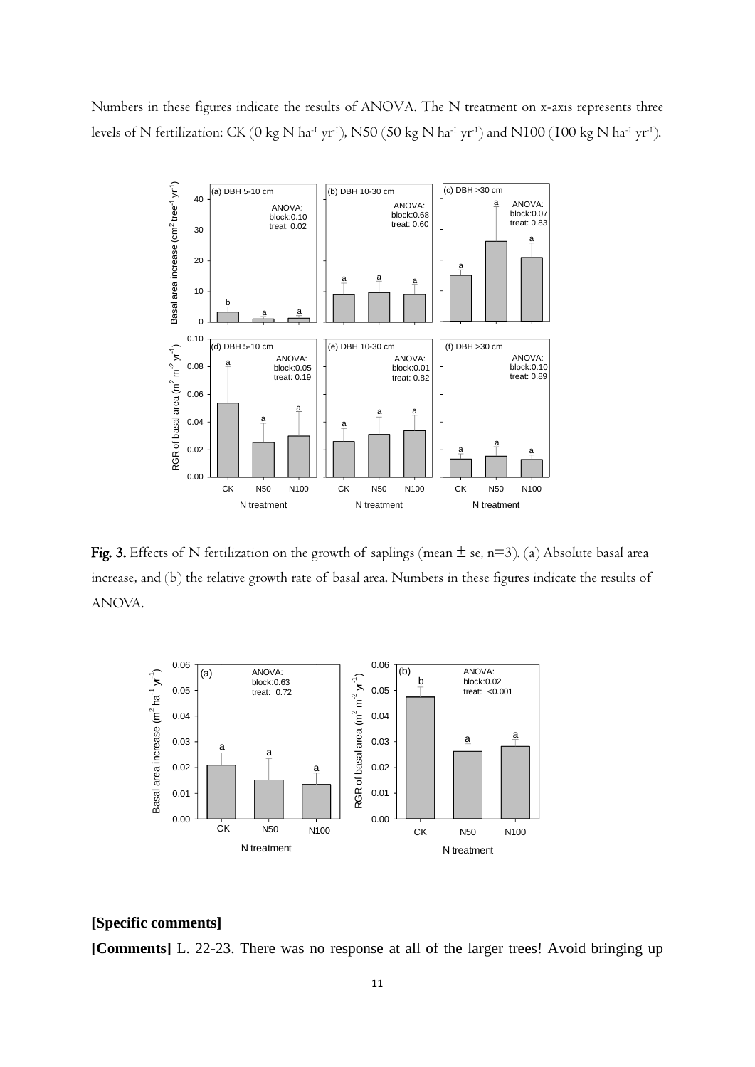Numbers in these figures indicate the results of ANOVA. The N treatment on x-axis represents three levels of N fertilization: CK (0 kg N $ha^{-1}$ $yr^{-1}$), N50 (50 kg N $ha^{-1}$ $yr^{-1}$) and N100 (100 kg N $ha^{-1}$ $yr^{-1}$).

**Fig. 3.** Effects of N fertilization on the growth of saplings (mean ± se, n=3). (a) Absolute basal area increase, and (b) the relative growth rate of basal area. Numbers in these figures indicate the results of ANOVA.

**[Specific comments]**

**[Comments]** L. 22-23. There was no response at all of the larger trees! Avoid bringing up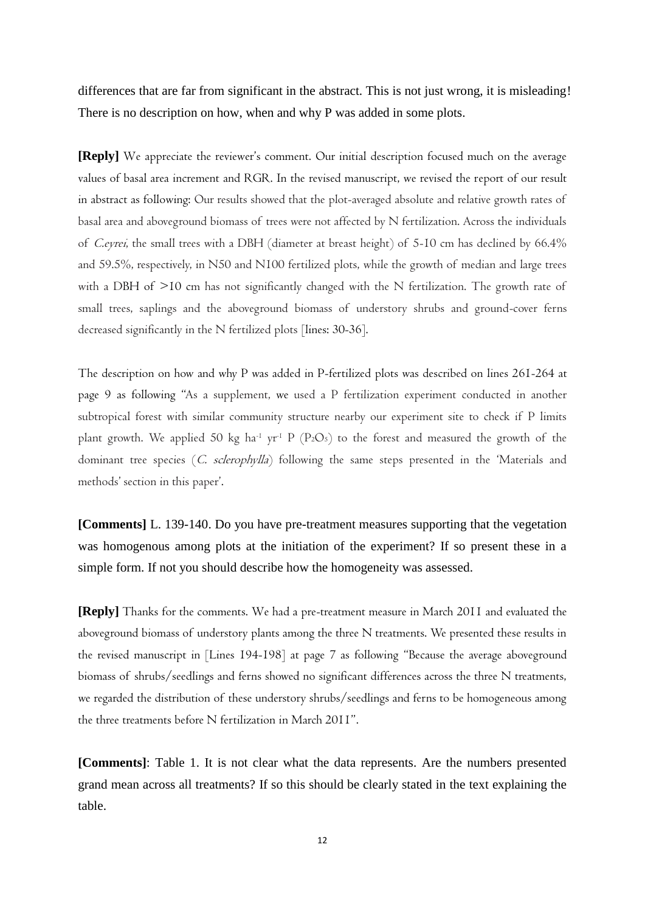differences that are far from significant in the abstract. This is not just wrong, it is misleading! There is no description on how, when and why P was added in some plots.

**[Reply]** We appreciate the reviewer's comment. Our initial description focused much on the average values of basal area increment and RGR. In the revised manuscript, we revised the report of our result in abstract as following: Our results showed that the plot-averaged absolute and relative growth rates of basal area and aboveground biomass of trees were not affected by N fertilization. Across the individuals of *C.eyrei*, the small trees with a DBH (diameter at breast height) of 5-10 cm has declined by 66.4% and 59.5%, respectively, in N50 and N100 fertilized plots, while the growth of median and large trees with a DBH of >10 cm has not significantly changed with the N fertilization. The growth rate of small trees, saplings and the aboveground biomass of understory shrubs and ground-cover ferns decreased significantly in the N fertilized plots [lines: 30-36].

The description on how and why P was added in P-fertilized plots was described on lines 261-264 at page 9 as following "As a supplement, we used a P fertilization experiment conducted in another subtropical forest with similar community structure nearby our experiment site to check if P limits plant growth. We applied 50 kg $ha^{-1}$ $yr^{-1}$ P ($P_2O_5$) to the forest and measured the growth of the dominant tree species (*C. sclerophylla*) following the same steps presented in the 'Materials and methods' section in this paper'.

**[Comments]** L. 139-140. Do you have pre-treatment measures supporting that the vegetation was homogenous among plots at the initiation of the experiment? If so present these in a simple form. If not you should describe how the homogeneity was assessed.

**[Reply]** Thanks for the comments. We had a pre-treatment measure in March 2011 and evaluated the aboveground biomass of understory plants among the three N treatments. We presented these results in the revised manuscript in [Lines 194-198] at page 7 as following "Because the average aboveground biomass of shrubs/seedlings and ferns showed no significant differences across the three N treatments, we regarded the distribution of these understory shrubs/seedlings and ferns to be homogeneous among the three treatments before N fertilization in March 2011".

**[Comments]**: Table 1. It is not clear what the data represents. Are the numbers presented grand mean across all treatments? If so this should be clearly stated in the text explaining the table.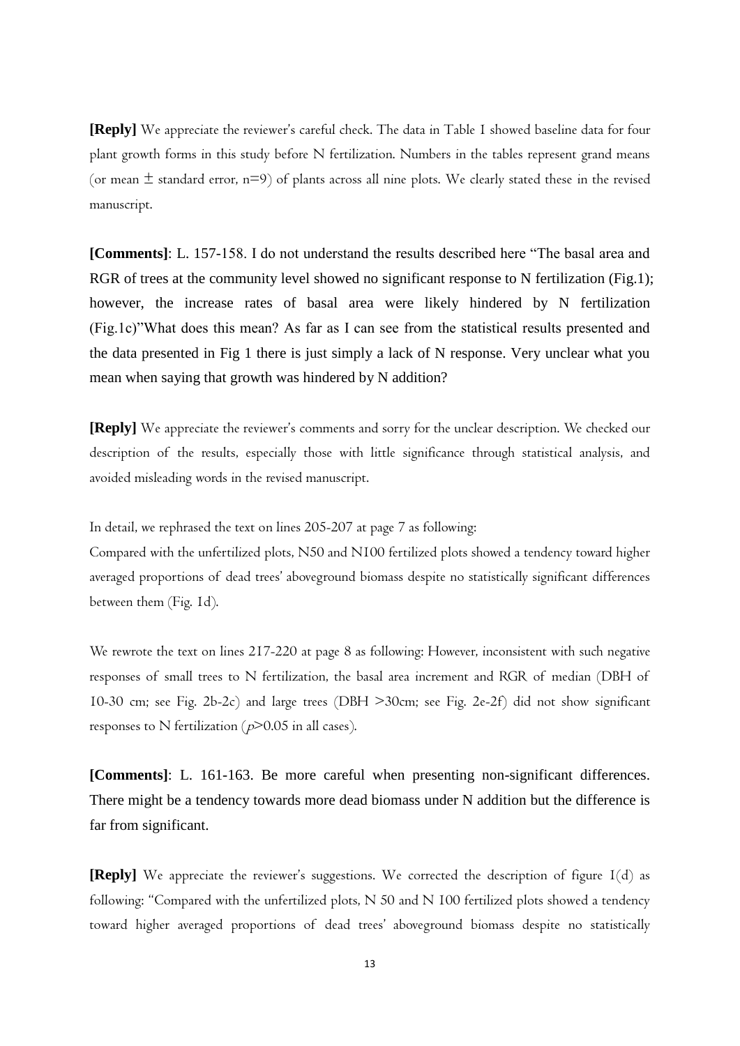**[Reply]** We appreciate the reviewer's careful check. The data in Table 1 showed baseline data for four plant growth forms in this study before N fertilization. Numbers in the tables represent grand means (or mean ± standard error, n=9) of plants across all nine plots. We clearly stated these in the revised manuscript.

**[Comments]**: L. 157-158. I do not understand the results described here "The basal area and RGR of trees at the community level showed no significant response to N fertilization (Fig.1); however, the increase rates of basal area were likely hindered by N fertilization (Fig.1c)"What does this mean? As far as I can see from the statistical results presented and the data presented in Fig 1 there is just simply a lack of N response. Very unclear what you mean when saying that growth was hindered by N addition?

**[Reply]** We appreciate the reviewer's comments and sorry for the unclear description. We checked our description of the results, especially those with little significance through statistical analysis, and avoided misleading words in the revised manuscript.

In detail, we rephrased the text on lines 205-207 at page 7 as following:
Compared with the unfertilized plots, N50 and N100 fertilized plots showed a tendency toward higher averaged proportions of dead trees' aboveground biomass despite no statistically significant differences between them (Fig. 1d).

We rewrote the text on lines 217-220 at page 8 as following: However, inconsistent with such negative responses of small trees to N fertilization, the basal area increment and RGR of median (DBH of 10-30 cm; see Fig. 2b-2c) and large trees (DBH >30cm; see Fig. 2e-2f) did not show significant responses to N fertilization ($p$>0.05 in all cases).

**[Comments]**: L. 161-163. Be more careful when presenting non-significant differences. There might be a tendency towards more dead biomass under N addition but the difference is far from significant.

**[Reply]** We appreciate the reviewer's suggestions. We corrected the description of figure 1(d) as following: "Compared with the unfertilized plots, N 50 and N 100 fertilized plots showed a tendency toward higher averaged proportions of dead trees' aboveground biomass despite no statistically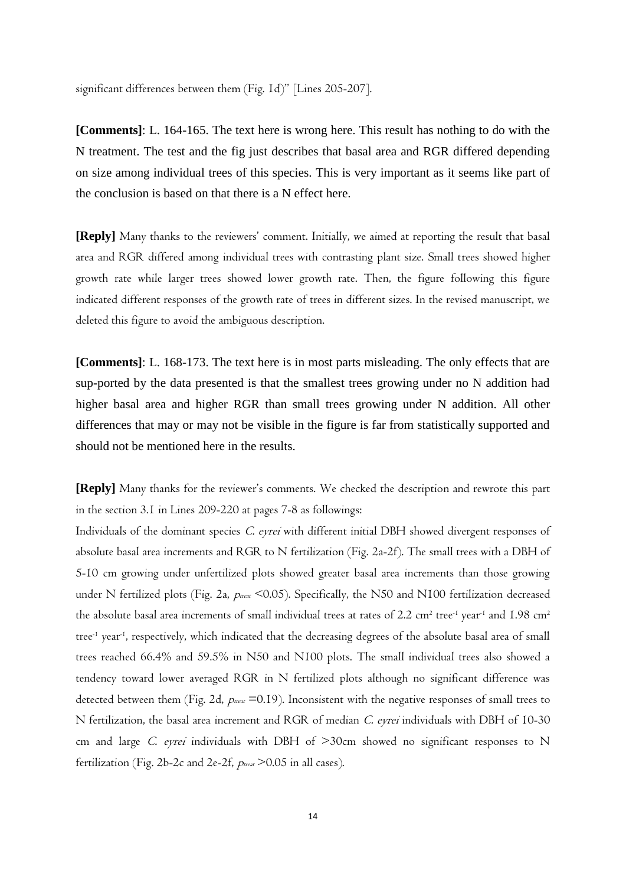significant differences between them (Fig. 1d)" [Lines 205-207].

**[Comments]**: L. 164-165. The text here is wrong here. This result has nothing to do with the N treatment. The test and the fig just describes that basal area and RGR differed depending on size among individual trees of this species. This is very important as it seems like part of the conclusion is based on that there is a N effect here.

**[Reply]** Many thanks to the reviewers' comment. Initially, we aimed at reporting the result that basal area and RGR differed among individual trees with contrasting plant size. Small trees showed higher growth rate while larger trees showed lower growth rate. Then, the figure following this figure indicated different responses of the growth rate of trees in different sizes. In the revised manuscript, we deleted this figure to avoid the ambiguous description.

**[Comments]**: L. 168-173. The text here is in most parts misleading. The only effects that are sup-ported by the data presented is that the smallest trees growing under no N addition had higher basal area and higher RGR than small trees growing under N addition. All other differences that may or may not be visible in the figure is far from statistically supported and should not be mentioned here in the results.

**[Reply]** Many thanks for the reviewer's comments. We checked the description and rewrote this part in the section 3.1 in Lines 209-220 at pages 7-8 as followings:

Individuals of the dominant species *C. eyrei* with different initial DBH showed divergent responses of absolute basal area increments and RGR to N fertilization (Fig. 2a-2f). The small trees with a DBH of 5-10 cm growing under unfertilized plots showed greater basal area increments than those growing under N fertilized plots (Fig. 2a, $p_{treat}$ <0.05). Specifically, the N50 and N100 fertilization decreased the absolute basal area increments of small individual trees at rates of 2.2 cm$^2$ tree$^{-1}$ year$^{-1}$ and 1.98 cm$^2$ tree$^{-1}$ year$^{-1}$, respectively, which indicated that the decreasing degrees of the absolute basal area of small trees reached 66.4% and 59.5% in N50 and N100 plots. The small individual trees also showed a tendency toward lower averaged RGR in N fertilized plots although no significant difference was detected between them (Fig. 2d, $p_{treat}$ =0.19). Inconsistent with the negative responses of small trees to N fertilization, the basal area increment and RGR of median *C. eyrei* individuals with DBH of 10-30 cm and large *C. eyrei* individuals with DBH of >30cm showed no significant responses to N fertilization (Fig. 2b-2c and 2e-2f, $p_{treat}$ >0.05 in all cases).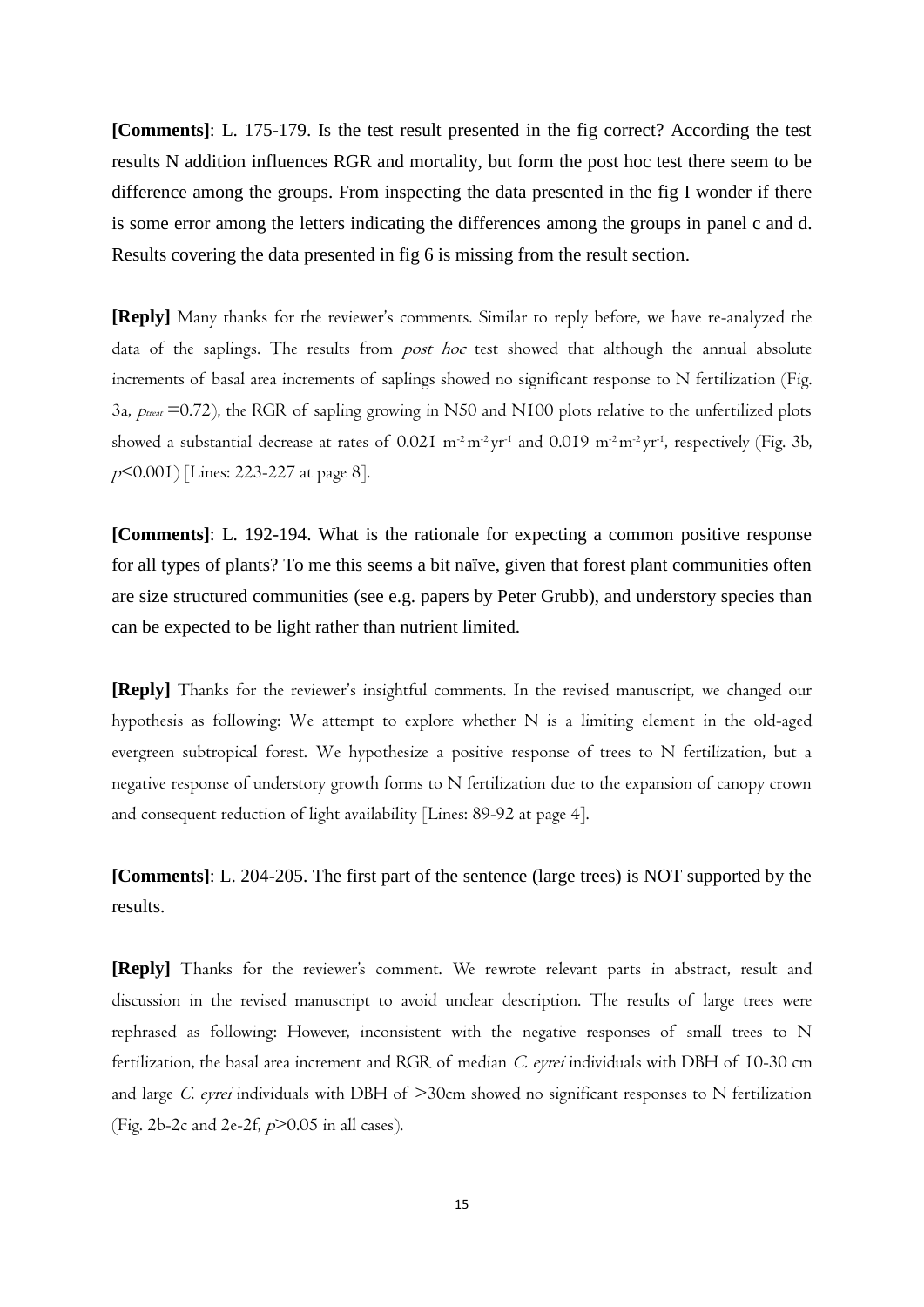**[Comments]**: L. 175-179. Is the test result presented in the fig correct? According the test results N addition influences RGR and mortality, but form the post hoc test there seem to be difference among the groups. From inspecting the data presented in the fig I wonder if there is some error among the letters indicating the differences among the groups in panel c and d. Results covering the data presented in fig 6 is missing from the result section.

**[Reply]** Many thanks for the reviewer's comments. Similar to reply before, we have re-analyzed the data of the saplings. The results from *post hoc* test showed that although the annual absolute increments of basal area increments of saplings showed no significant response to N fertilization (Fig. 3a, $p_{treat}$ =0.72), the RGR of sapling growing in N50 and N100 plots relative to the unfertilized plots showed a substantial decrease at rates of 0.021 $m^{-2} m^{-2} yr^{-1}$ and 0.019 $m^{-2} m^{-2} yr^{-1}$, respectively (Fig. 3b, $p$<0.001) [Lines: 223-227 at page 8].

**[Comments]**: L. 192-194. What is the rationale for expecting a common positive response for all types of plants? To me this seems a bit naïve, given that forest plant communities often are size structured communities (see e.g. papers by Peter Grubb), and understory species than can be expected to be light rather than nutrient limited.

**[Reply]** Thanks for the reviewer's insightful comments. In the revised manuscript, we changed our hypothesis as following: We attempt to explore whether N is a limiting element in the old-aged evergreen subtropical forest. We hypothesize a positive response of trees to N fertilization, but a negative response of understory growth forms to N fertilization due to the expansion of canopy crown and consequent reduction of light availability [Lines: 89-92 at page 4].

**[Comments]**: L. 204-205. The first part of the sentence (large trees) is NOT supported by the results.

**[Reply]** Thanks for the reviewer's comment. We rewrote relevant parts in abstract, result and discussion in the revised manuscript to avoid unclear description. The results of large trees were rephrased as following: However, inconsistent with the negative responses of small trees to N fertilization, the basal area increment and RGR of median *C. eyrei* individuals with DBH of 10-30 cm and large *C. eyrei* individuals with DBH of >30cm showed no significant responses to N fertilization (Fig. 2b-2c and 2e-2f, $p$>0.05 in all cases).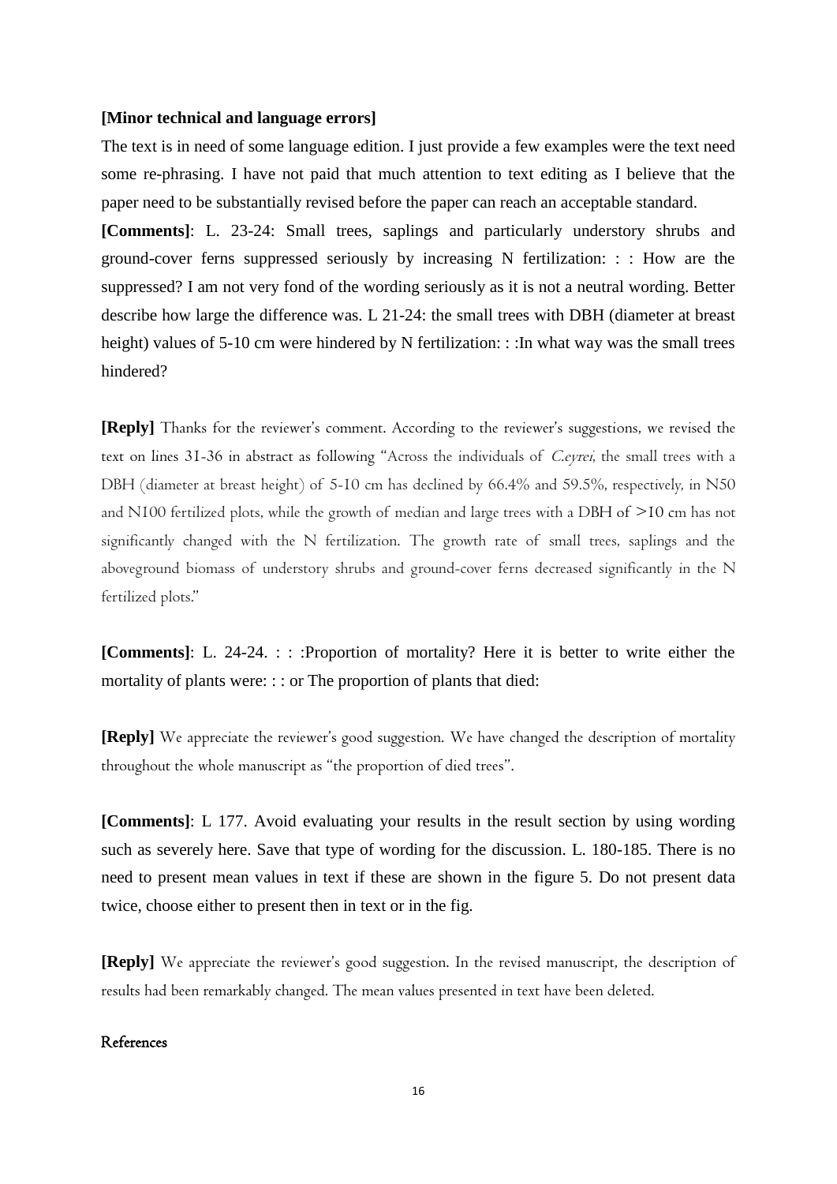**[Minor technical and language errors]**

The text is in need of some language edition. I just provide a few examples were the text need some re-phrasing. I have not paid that much attention to text editing as I believe that the paper need to be substantially revised before the paper can reach an acceptable standard.

**[Comments]**: L. 23-24: Small trees, saplings and particularly understory shrubs and ground-cover ferns suppressed seriously by increasing N fertilization: : : How are the suppressed? I am not very fond of the wording seriously as it is not a neutral wording. Better describe how large the difference was. L 21-24: the small trees with DBH (diameter at breast height) values of 5-10 cm were hindered by N fertilization: : :In what way was the small trees hindered?

**[Reply]** Thanks for the reviewer's comment. According to the reviewer's suggestions, we revised the text on lines 31-36 in abstract as following "Across the individuals of *C.eyrei*, the small trees with a DBH (diameter at breast height) of 5-10 cm has declined by 66.4% and 59.5%, respectively, in N50 and N100 fertilized plots, while the growth of median and large trees with a DBH of >10 cm has not significantly changed with the N fertilization. The growth rate of small trees, saplings and the aboveground biomass of understory shrubs and ground-cover ferns decreased significantly in the N fertilized plots."

**[Comments]**: L. 24-24. : : :Proportion of mortality? Here it is better to write either the mortality of plants were: : : or The proportion of plants that died:

**[Reply]** We appreciate the reviewer's good suggestion. We have changed the description of mortality throughout the whole manuscript as "the proportion of died trees".

**[Comments]**: L 177. Avoid evaluating your results in the result section by using wording such as severely here. Save that type of wording for the discussion. L. 180-185. There is no need to present mean values in text if these are shown in the figure 5. Do not present data twice, choose either to present then in text or in the fig.

**[Reply]** We appreciate the reviewer's good suggestion. In the revised manuscript, the description of results had been remarkably changed. The mean values presented in text have been deleted.

## References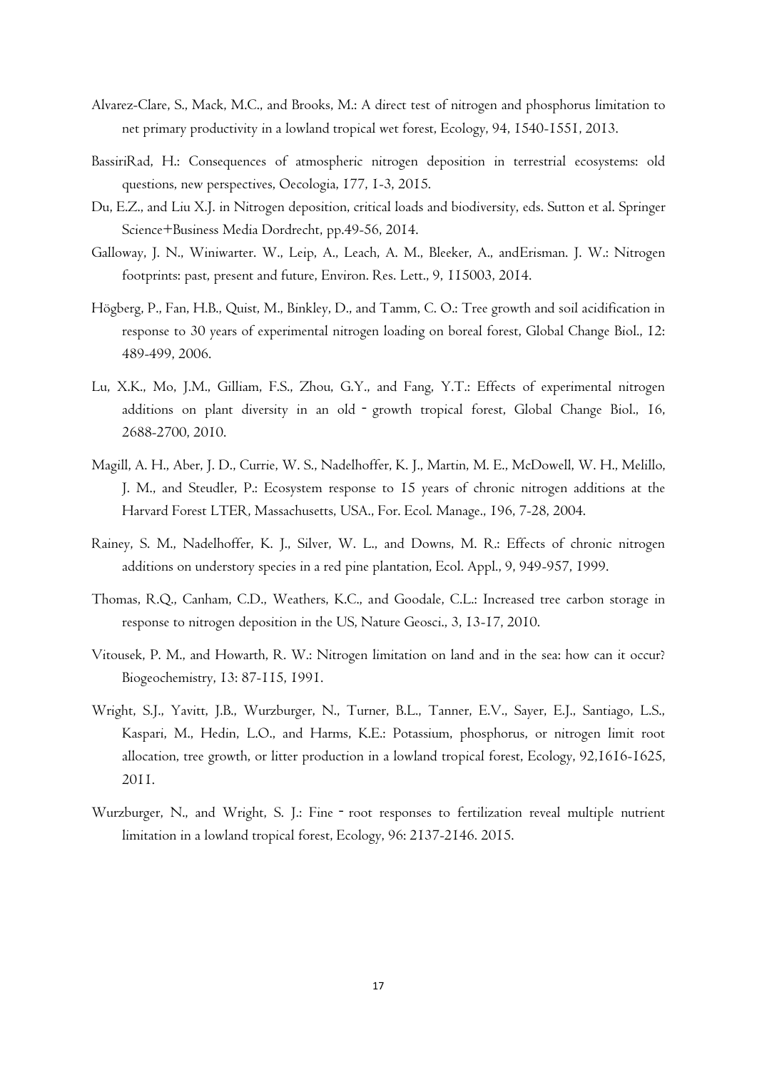Alvarez-Clare, S., Mack, M.C., and Brooks, M.: A direct test of nitrogen and phosphorus limitation to net primary productivity in a lowland tropical wet forest, Ecology, 94, 1540-1551, 2013.

BassiriRad, H.: Consequences of atmospheric nitrogen deposition in terrestrial ecosystems: old questions, new perspectives, Oecologia, 177, 1-3, 2015.

Du, E.Z., and Liu X.J. in Nitrogen deposition, critical loads and biodiversity, eds. Sutton et al. Springer Science+Business Media Dordrecht, pp.49-56, 2014.

Galloway, J. N., Winiwarter. W., Leip, A., Leach, A. M., Bleeker, A., andErisman. J. W.: Nitrogen footprints: past, present and future, Environ. Res. Lett., 9, 115003, 2014.

Högberg, P., Fan, H.B., Quist, M., Binkley, D., and Tamm, C. O.: Tree growth and soil acidification in response to 30 years of experimental nitrogen loading on boreal forest, Global Change Biol., 12: 489-499, 2006.

Lu, X.K., Mo, J.M., Gilliam, F.S., Zhou, G.Y., and Fang, Y.T.: Effects of experimental nitrogen additions on plant diversity in an old‐growth tropical forest, Global Change Biol., 16, 2688-2700, 2010.

Magill, A. H., Aber, J. D., Currie, W. S., Nadelhoffer, K. J., Martin, M. E., McDowell, W. H., Melillo, J. M., and Steudler, P.: Ecosystem response to 15 years of chronic nitrogen additions at the Harvard Forest LTER, Massachusetts, USA., For. Ecol. Manage., 196, 7-28, 2004.

Rainey, S. M., Nadelhoffer, K. J., Silver, W. L., and Downs, M. R.: Effects of chronic nitrogen additions on understory species in a red pine plantation, Ecol. Appl., 9, 949-957, 1999.

Thomas, R.Q., Canham, C.D., Weathers, K.C., and Goodale, C.L.: Increased tree carbon storage in response to nitrogen deposition in the US, Nature Geosci., 3, 13-17, 2010.

Vitousek, P. M., and Howarth, R. W.: Nitrogen limitation on land and in the sea: how can it occur? Biogeochemistry, 13: 87-115, 1991.

Wright, S.J., Yavitt, J.B., Wurzburger, N., Turner, B.L., Tanner, E.V., Sayer, E.J., Santiago, L.S., Kaspari, M., Hedin, L.O., and Harms, K.E.: Potassium, phosphorus, or nitrogen limit root allocation, tree growth, or litter production in a lowland tropical forest, Ecology, 92,1616-1625, 2011.

Wurzburger, N., and Wright, S. J.: Fine‐root responses to fertilization reveal multiple nutrient limitation in a lowland tropical forest, Ecology, 96: 2137-2146. 2015.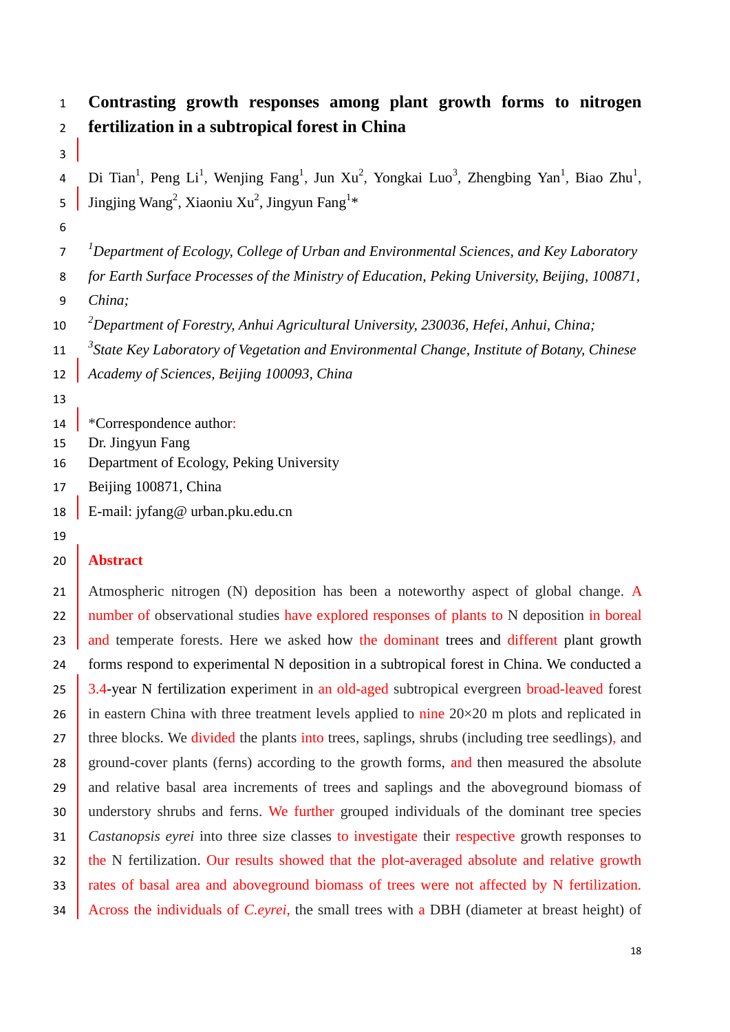# Contrasting growth responses among plant growth forms to nitrogen fertilization in a subtropical forest in China

Di Tian[1], Peng Li[1], Wenjing Fang[1], Jun Xu[2], Yongkai Luo[3], Zhengbing Yan[1], Biao Zhu[1], Jingjing Wang[2], Xiaoniu Xu[2], Jingyun Fang[1]*

*[1]Department of Ecology, College of Urban and Environmental Sciences, and Key Laboratory for Earth Surface Processes of the Ministry of Education, Peking University, Beijing, 100871, China;*

*[2]Department of Forestry, Anhui Agricultural University, 230036, Hefei, Anhui, China;*

*[3]State Key Laboratory of Vegetation and Environmental Change, Institute of Botany, Chinese Academy of Sciences, Beijing 100093, China*

*Correspondence author:
Dr. Jingyun Fang
Department of Ecology, Peking University
Beijing 100871, China
E-mail: jyfang@ urban.pku.edu.cn

## Abstract

Atmospheric nitrogen (N) deposition has been a noteworthy aspect of global change. A number of observational studies have explored responses of plants to N deposition in boreal and temperate forests. Here we asked how the dominant trees and different plant growth forms respond to experimental N deposition in a subtropical forest in China. We conducted a 3.4-year N fertilization experiment in an old-aged subtropical evergreen broad-leaved forest in eastern China with three treatment levels applied to nine 20×20 m plots and replicated in three blocks. We divided the plants into trees, saplings, shrubs (including tree seedlings), and ground-cover plants (ferns) according to the growth forms, and then measured the absolute and relative basal area increments of trees and saplings and the aboveground biomass of understory shrubs and ferns. We further grouped individuals of the dominant tree species *Castanopsis eyrei* into three size classes to investigate their respective growth responses to the N fertilization. Our results showed that the plot-averaged absolute and relative growth rates of basal area and aboveground biomass of trees were not affected by N fertilization. Across the individuals of *C.eyrei*, the small trees with a DBH (diameter at breast height) of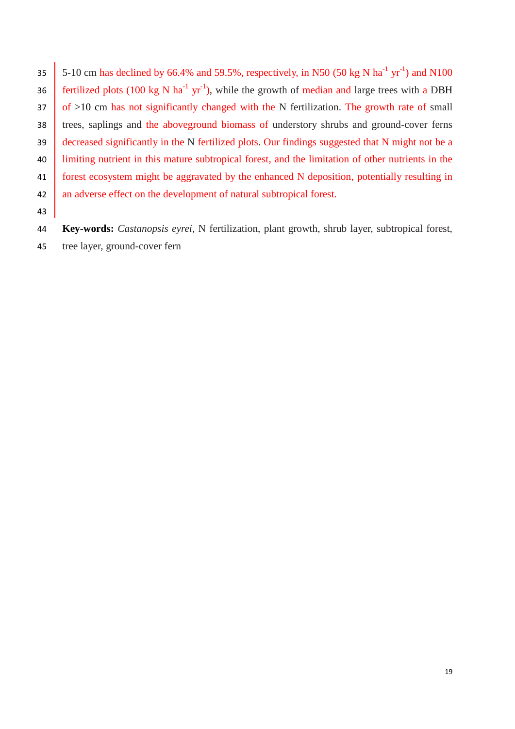5-10 cm has declined by 66.4% and 59.5%, respectively, in N50 (50 kg N $ha^{-1}$ $yr^{-1}$) and N100 fertilized plots (100 kg N $ha^{-1}$ $yr^{-1}$), while the growth of median and large trees with a DBH of >10 cm has not significantly changed with the N fertilization. The growth rate of small trees, saplings and the aboveground biomass of understory shrubs and ground-cover ferns decreased significantly in the N fertilized plots. Our findings suggested that N might not be a limiting nutrient in this mature subtropical forest, and the limitation of other nutrients in the forest ecosystem might be aggravated by the enhanced N deposition, potentially resulting in an adverse effect on the development of natural subtropical forest.

**Key-words:** *Castanopsis eyrei*, N fertilization, plant growth, shrub layer, subtropical forest, tree layer, ground-cover fern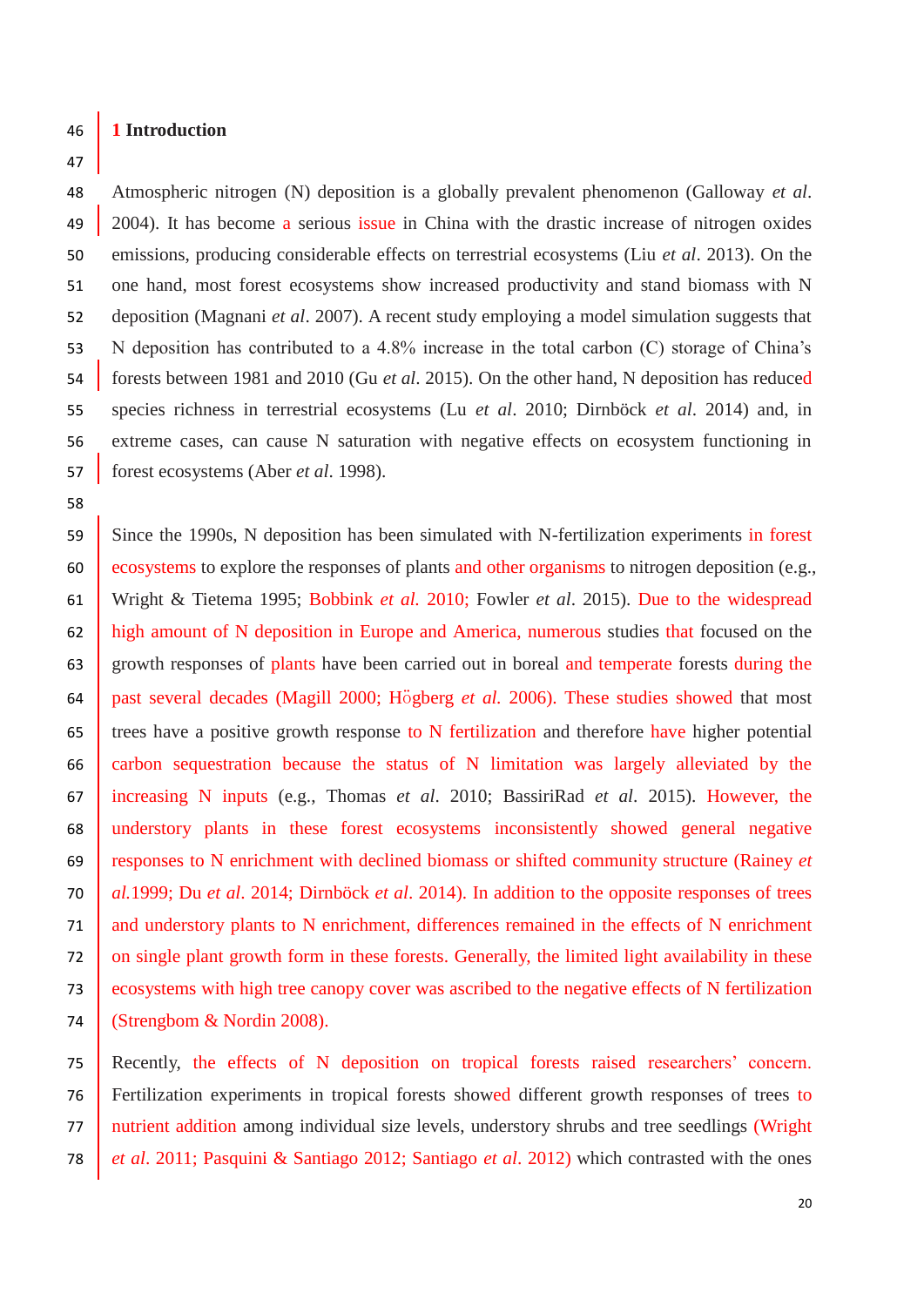# 1 Introduction

Atmospheric nitrogen (N) deposition is a globally prevalent phenomenon (Galloway *et al*. 2004). It has become a serious issue in China with the drastic increase of nitrogen oxides emissions, producing considerable effects on terrestrial ecosystems (Liu *et al*. 2013). On the one hand, most forest ecosystems show increased productivity and stand biomass with N deposition (Magnani *et al*. 2007). A recent study employing a model simulation suggests that N deposition has contributed to a 4.8% increase in the total carbon (C) storage of China's forests between 1981 and 2010 (Gu *et al*. 2015). On the other hand, N deposition has reduced species richness in terrestrial ecosystems (Lu *et al*. 2010; Dirnböck *et al*. 2014) and, in extreme cases, can cause N saturation with negative effects on ecosystem functioning in forest ecosystems (Aber *et al*. 1998).

Since the 1990s, N deposition has been simulated with N-fertilization experiments in forest ecosystems to explore the responses of plants and other organisms to nitrogen deposition (e.g., Wright & Tietema 1995; Bobbink *et al*. 2010; Fowler *et al*. 2015). Due to the widespread high amount of N deposition in Europe and America, numerous studies that focused on the growth responses of plants have been carried out in boreal and temperate forests during the past several decades (Magill 2000; Högberg *et al*. 2006). These studies showed that most trees have a positive growth response to N fertilization and therefore have higher potential carbon sequestration because the status of N limitation was largely alleviated by the increasing N inputs (e.g., Thomas *et al*. 2010; BassiriRad *et al*. 2015). However, the understory plants in these forest ecosystems inconsistently showed general negative responses to N enrichment with declined biomass or shifted community structure (Rainey *et al*.1999; Du *et al*. 2014; Dirnböck *et al*. 2014). In addition to the opposite responses of trees and understory plants to N enrichment, differences remained in the effects of N enrichment on single plant growth form in these forests. Generally, the limited light availability in these ecosystems with high tree canopy cover was ascribed to the negative effects of N fertilization (Strengbom & Nordin 2008).

Recently, the effects of N deposition on tropical forests raised researchers' concern. Fertilization experiments in tropical forests showed different growth responses of trees to nutrient addition among individual size levels, understory shrubs and tree seedlings (Wright *et al*. 2011; Pasquini & Santiago 2012; Santiago *et al*. 2012) which contrasted with the ones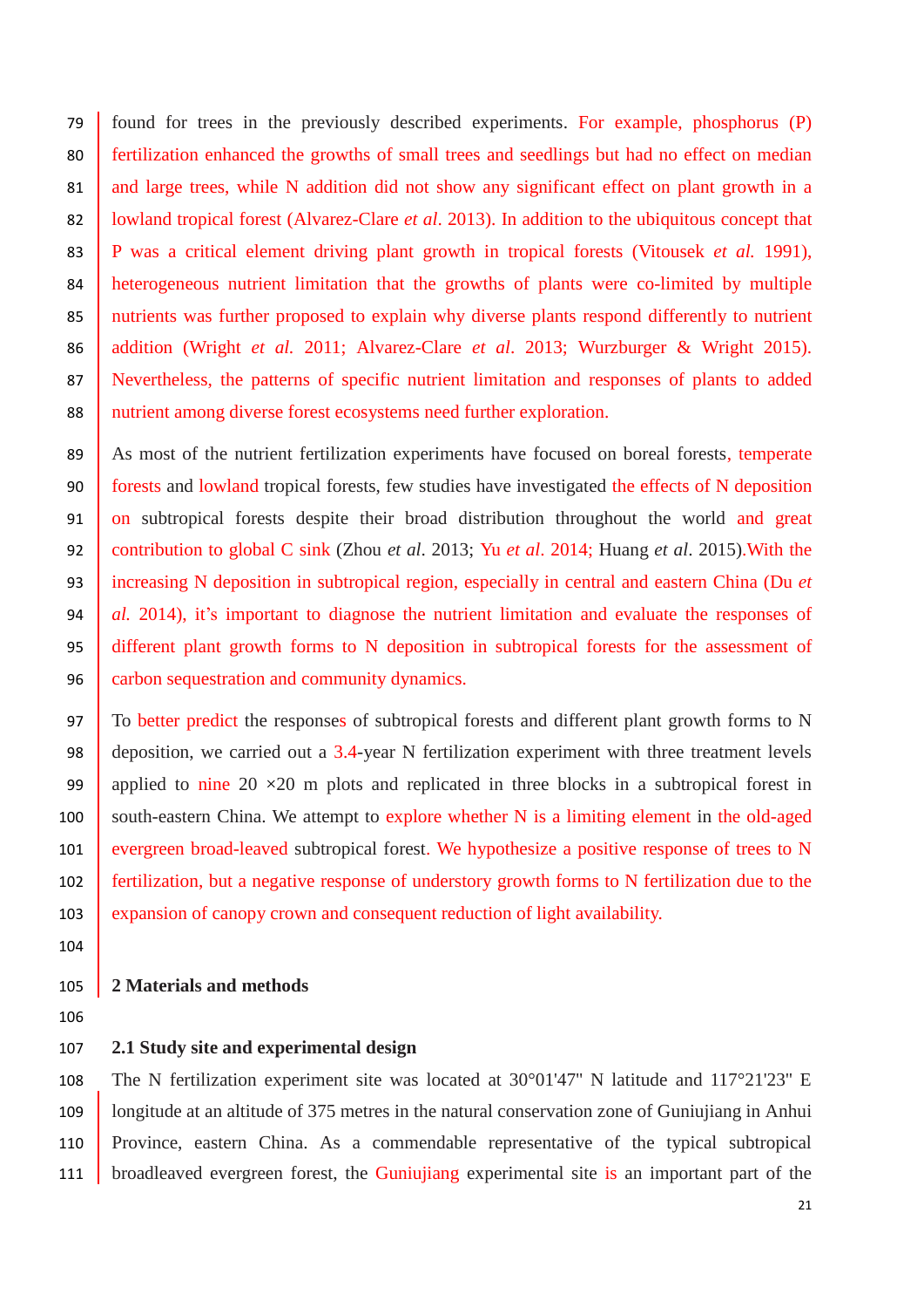found for trees in the previously described experiments. For example, phosphorus (P) fertilization enhanced the growths of small trees and seedlings but had no effect on median and large trees, while N addition did not show any significant effect on plant growth in a lowland tropical forest (Alvarez-Clare *et al*. 2013). In addition to the ubiquitous concept that P was a critical element driving plant growth in tropical forests (Vitousek *et al.* 1991), heterogeneous nutrient limitation that the growths of plants were co-limited by multiple nutrients was further proposed to explain why diverse plants respond differently to nutrient addition (Wright *et al.* 2011; Alvarez-Clare *et al*. 2013; Wurzburger & Wright 2015). Nevertheless, the patterns of specific nutrient limitation and responses of plants to added nutrient among diverse forest ecosystems need further exploration.

As most of the nutrient fertilization experiments have focused on boreal forests, temperate forests and lowland tropical forests, few studies have investigated the effects of N deposition on subtropical forests despite their broad distribution throughout the world and great contribution to global C sink (Zhou *et al*. 2013; Yu *et al*. 2014; Huang *et al*. 2015).With the increasing N deposition in subtropical region, especially in central and eastern China (Du *et al.* 2014), it's important to diagnose the nutrient limitation and evaluate the responses of different plant growth forms to N deposition in subtropical forests for the assessment of carbon sequestration and community dynamics.

To better predict the responses of subtropical forests and different plant growth forms to N deposition, we carried out a 3.4-year N fertilization experiment with three treatment levels applied to nine 20 ×20 m plots and replicated in three blocks in a subtropical forest in south-eastern China. We attempt to explore whether N is a limiting element in the old-aged evergreen broad-leaved subtropical forest. We hypothesize a positive response of trees to N fertilization, but a negative response of understory growth forms to N fertilization due to the expansion of canopy crown and consequent reduction of light availability.

## 2 Materials and methods

### 2.1 Study site and experimental design

The N fertilization experiment site was located at 30°01'47" N latitude and 117°21'23" E longitude at an altitude of 375 metres in the natural conservation zone of Guniujiang in Anhui Province, eastern China. As a commendable representative of the typical subtropical broadleaved evergreen forest, the Guniujiang experimental site is an important part of the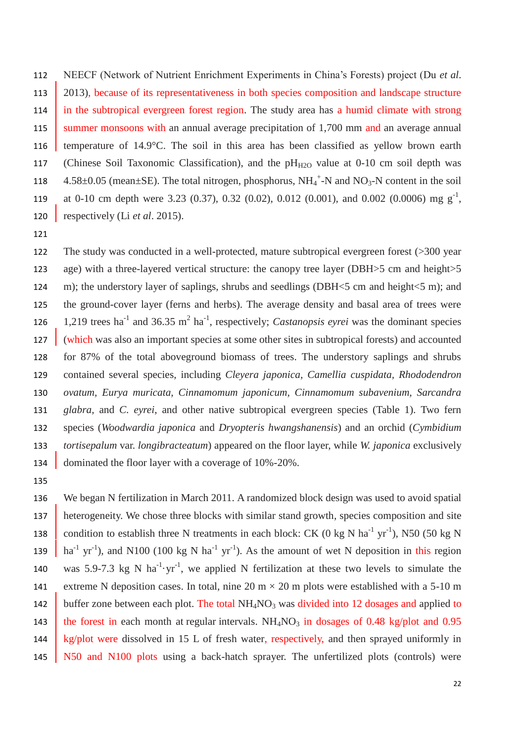NEECF (Network of Nutrient Enrichment Experiments in China's Forests) project (Du *et al*. 2013), because of its representativeness in both species composition and landscape structure in the subtropical evergreen forest region. The study area has a humid climate with strong summer monsoons with an annual average precipitation of 1,700 mm and an average annual temperature of 14.9°C. The soil in this area has been classified as yellow brown earth (Chinese Soil Taxonomic Classification), and the $pH_{H2O}$ value at 0-10 cm soil depth was 4.58±0.05 (mean±SE). The total nitrogen, phosphorus, $NH_4^+$-N and $NO_3$-N content in the soil at 0-10 cm depth were 3.23 (0.37), 0.32 (0.02), 0.012 (0.001), and 0.002 (0.0006) mg $g^{-1}$, respectively (Li *et al*. 2015).

The study was conducted in a well-protected, mature subtropical evergreen forest (>300 year age) with a three-layered vertical structure: the canopy tree layer (DBH>5 cm and height>5 m); the understory layer of saplings, shrubs and seedlings (DBH<5 cm and height<5 m); and the ground-cover layer (ferns and herbs). The average density and basal area of trees were 1,219 trees $ha^{-1}$ and 36.35 $m^2$ $ha^{-1}$, respectively; *Castanopsis eyrei* was the dominant species (which was also an important species at some other sites in subtropical forests) and accounted for 87% of the total aboveground biomass of trees. The understory saplings and shrubs contained several species, including *Cleyera japonica*, *Camellia cuspidata*, *Rhododendron ovatum*, *Eurya muricata*, *Cinnamomum japonicum*, *Cinnamomum subavenium*, *Sarcandra glabra*, and *C. eyrei*, and other native subtropical evergreen species (Table 1). Two fern species (*Woodwardia japonica* and *Dryopteris hwangshanensis*) and an orchid (*Cymbidium tortisepalum* var. *longibracteatum*) appeared on the floor layer, while *W. japonica* exclusively dominated the floor layer with a coverage of 10%-20%.

We began N fertilization in March 2011. A randomized block design was used to avoid spatial heterogeneity. We chose three blocks with similar stand growth, species composition and site condition to establish three N treatments in each block: CK (0 kg N $ha^{-1}$ $yr^{-1}$), N50 (50 kg N $ha^{-1}$ $yr^{-1}$), and N100 (100 kg N $ha^{-1}$ $yr^{-1}$). As the amount of wet N deposition in this region was 5.9-7.3 kg N $ha^{-1}\cdot yr^{-1}$, we applied N fertilization at these two levels to simulate the extreme N deposition cases. In total, nine 20 m × 20 m plots were established with a 5-10 m buffer zone between each plot. The total $NH_4NO_3$ was divided into 12 dosages and applied to the forest in each month at regular intervals. $NH_4NO_3$ in dosages of 0.48 kg/plot and 0.95 kg/plot were dissolved in 15 L of fresh water, respectively, and then sprayed uniformly in N50 and N100 plots using a back-hatch sprayer. The unfertilized plots (controls) were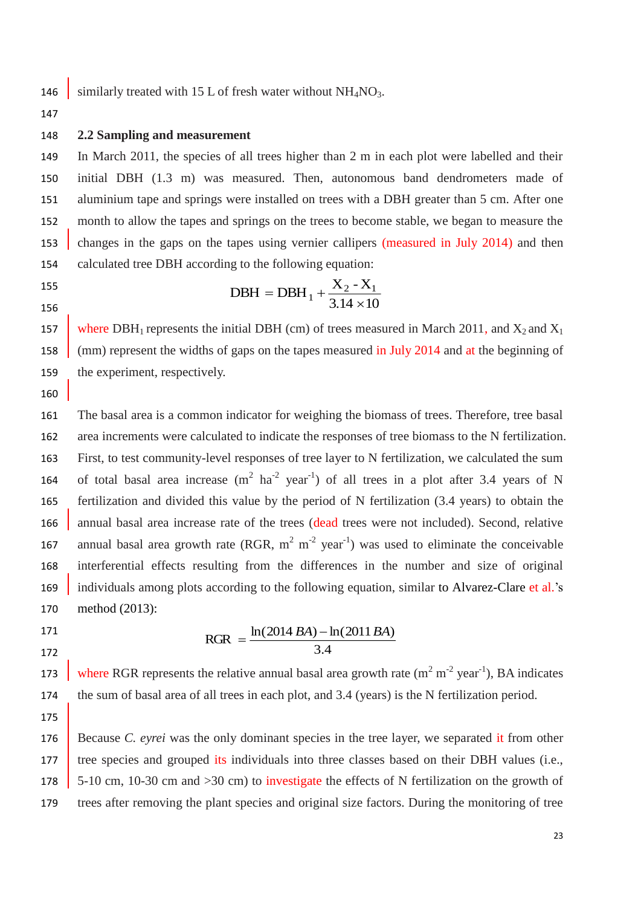similarly treated with 15 L of fresh water without $NH_4NO_3$.

## 2.2 Sampling and measurement

In March 2011, the species of all trees higher than 2 m in each plot were labelled and their initial DBH (1.3 m) was measured. Then, autonomous band dendrometers made of aluminium tape and springs were installed on trees with a DBH greater than 5 cm. After one month to allow the tapes and springs on the trees to become stable, we began to measure the changes in the gaps on the tapes using vernier callipers (measured in July 2014) and then calculated tree DBH according to the following equation:

$$\mathrm{DBH} = \mathrm{DBH}_1 + \frac{X_2 - X_1}{3.14 \times 10}$$

where $\mathrm{DBH}_1$ represents the initial DBH (cm) of trees measured in March 2011, and $X_2$ and $X_1$ (mm) represent the widths of gaps on the tapes measured in July 2014 and at the beginning of the experiment, respectively.

The basal area is a common indicator for weighing the biomass of trees. Therefore, tree basal area increments were calculated to indicate the responses of tree biomass to the N fertilization. First, to test community-level responses of tree layer to N fertilization, we calculated the sum of total basal area increase ($m^2$ $ha^{-2}$ $year^{-1}$) of all trees in a plot after 3.4 years of N fertilization and divided this value by the period of N fertilization (3.4 years) to obtain the annual basal area increase rate of the trees (dead trees were not included). Second, relative annual basal area growth rate (RGR, $m^2$ $m^{-2}$ $year^{-1}$) was used to eliminate the conceivable interferential effects resulting from the differences in the number and size of original individuals among plots according to the following equation, similar to Alvarez-Clare et al.'s method (2013):

$$\mathrm{RGR} = \frac{\ln(2014\,BA) - \ln(2011\,BA)}{3.4}$$

where RGR represents the relative annual basal area growth rate ($m^2$ $m^{-2}$ $year^{-1}$), BA indicates the sum of basal area of all trees in each plot, and 3.4 (years) is the N fertilization period.

Because *C. eyrei* was the only dominant species in the tree layer, we separated it from other tree species and grouped its individuals into three classes based on their DBH values (i.e., 5-10 cm, 10-30 cm and >30 cm) to investigate the effects of N fertilization on the growth of trees after removing the plant species and original size factors. During the monitoring of tree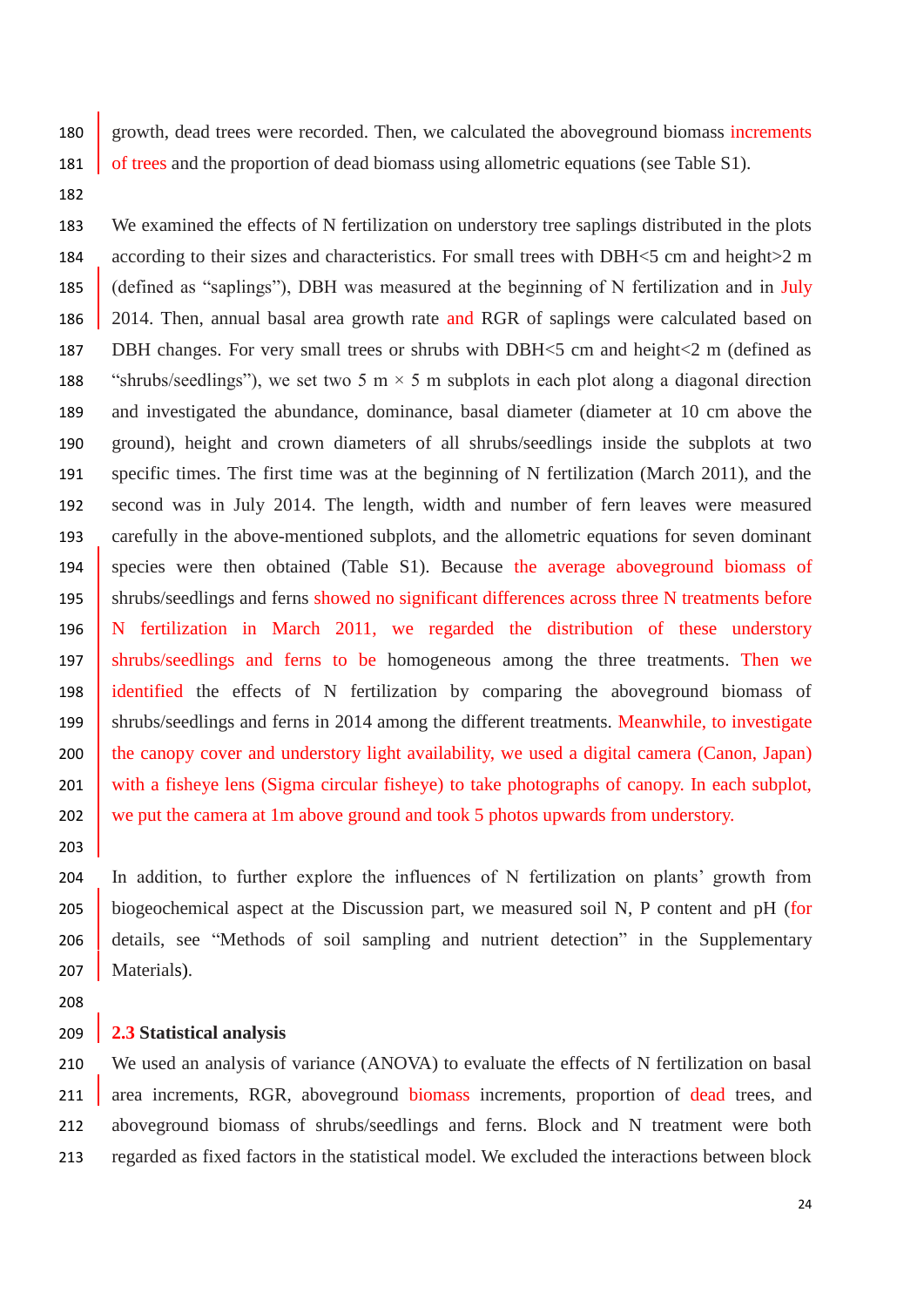growth, dead trees were recorded. Then, we calculated the aboveground biomass increments of trees and the proportion of dead biomass using allometric equations (see Table S1).

We examined the effects of N fertilization on understory tree saplings distributed in the plots according to their sizes and characteristics. For small trees with DBH<5 cm and height>2 m (defined as "saplings"), DBH was measured at the beginning of N fertilization and in July 2014. Then, annual basal area growth rate and RGR of saplings were calculated based on DBH changes. For very small trees or shrubs with DBH<5 cm and height<2 m (defined as "shrubs/seedlings"), we set two 5 m × 5 m subplots in each plot along a diagonal direction and investigated the abundance, dominance, basal diameter (diameter at 10 cm above the ground), height and crown diameters of all shrubs/seedlings inside the subplots at two specific times. The first time was at the beginning of N fertilization (March 2011), and the second was in July 2014. The length, width and number of fern leaves were measured carefully in the above-mentioned subplots, and the allometric equations for seven dominant species were then obtained (Table S1). Because the average aboveground biomass of shrubs/seedlings and ferns showed no significant differences across three N treatments before N fertilization in March 2011, we regarded the distribution of these understory shrubs/seedlings and ferns to be homogeneous among the three treatments. Then we identified the effects of N fertilization by comparing the aboveground biomass of shrubs/seedlings and ferns in 2014 among the different treatments. Meanwhile, to investigate the canopy cover and understory light availability, we used a digital camera (Canon, Japan) with a fisheye lens (Sigma circular fisheye) to take photographs of canopy. In each subplot, we put the camera at 1m above ground and took 5 photos upwards from understory.

In addition, to further explore the influences of N fertilization on plants' growth from biogeochemical aspect at the Discussion part, we measured soil N, P content and pH (for details, see "Methods of soil sampling and nutrient detection" in the Supplementary Materials).

## 2.3 Statistical analysis

We used an analysis of variance (ANOVA) to evaluate the effects of N fertilization on basal area increments, RGR, aboveground biomass increments, proportion of dead trees, and aboveground biomass of shrubs/seedlings and ferns. Block and N treatment were both regarded as fixed factors in the statistical model. We excluded the interactions between block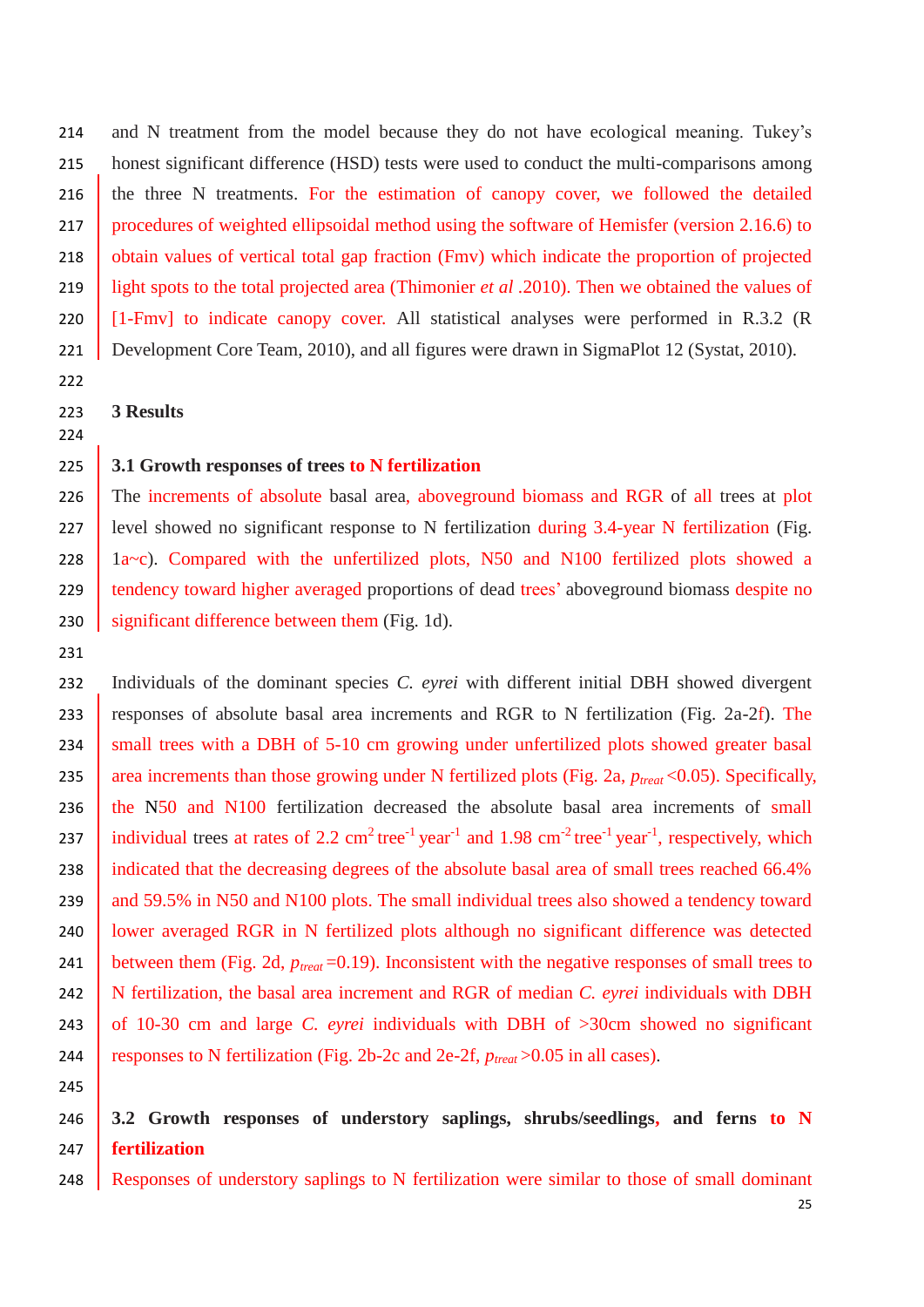and N treatment from the model because they do not have ecological meaning. Tukey's honest significant difference (HSD) tests were used to conduct the multi-comparisons among the three N treatments. For the estimation of canopy cover, we followed the detailed procedures of weighted ellipsoidal method using the software of Hemisfer (version 2.16.6) to obtain values of vertical total gap fraction (Fmv) which indicate the proportion of projected light spots to the total projected area (Thimonier *et al* .2010). Then we obtained the values of [1-Fmv] to indicate canopy cover. All statistical analyses were performed in R.3.2 (R Development Core Team, 2010), and all figures were drawn in SigmaPlot 12 (Systat, 2010).

## 3 Results

### 3.1 Growth responses of trees to N fertilization

The increments of absolute basal area, aboveground biomass and RGR of all trees at plot level showed no significant response to N fertilization during 3.4-year N fertilization (Fig. 1a~c). Compared with the unfertilized plots, N50 and N100 fertilized plots showed a tendency toward higher averaged proportions of dead trees' aboveground biomass despite no significant difference between them (Fig. 1d).

Individuals of the dominant species *C. eyrei* with different initial DBH showed divergent responses of absolute basal area increments and RGR to N fertilization (Fig. 2a-2f). The small trees with a DBH of 5-10 cm growing under unfertilized plots showed greater basal area increments than those growing under N fertilized plots (Fig. 2a, $p_{treat}$ <0.05). Specifically, the N50 and N100 fertilization decreased the absolute basal area increments of small individual trees at rates of 2.2 $cm^2$ $tree^{-1}$ $year^{-1}$ and 1.98 $cm^{-2}$ $tree^{-1}$ $year^{-1}$, respectively, which indicated that the decreasing degrees of the absolute basal area of small trees reached 66.4% and 59.5% in N50 and N100 plots. The small individual trees also showed a tendency toward lower averaged RGR in N fertilized plots although no significant difference was detected between them (Fig. 2d, $p_{treat}$ =0.19). Inconsistent with the negative responses of small trees to N fertilization, the basal area increment and RGR of median *C. eyrei* individuals with DBH of 10-30 cm and large *C. eyrei* individuals with DBH of >30cm showed no significant responses to N fertilization (Fig. 2b-2c and 2e-2f, $p_{treat}$ >0.05 in all cases).

### 3.2 Growth responses of understory saplings, shrubs/seedlings, and ferns to N fertilization

Responses of understory saplings to N fertilization were similar to those of small dominant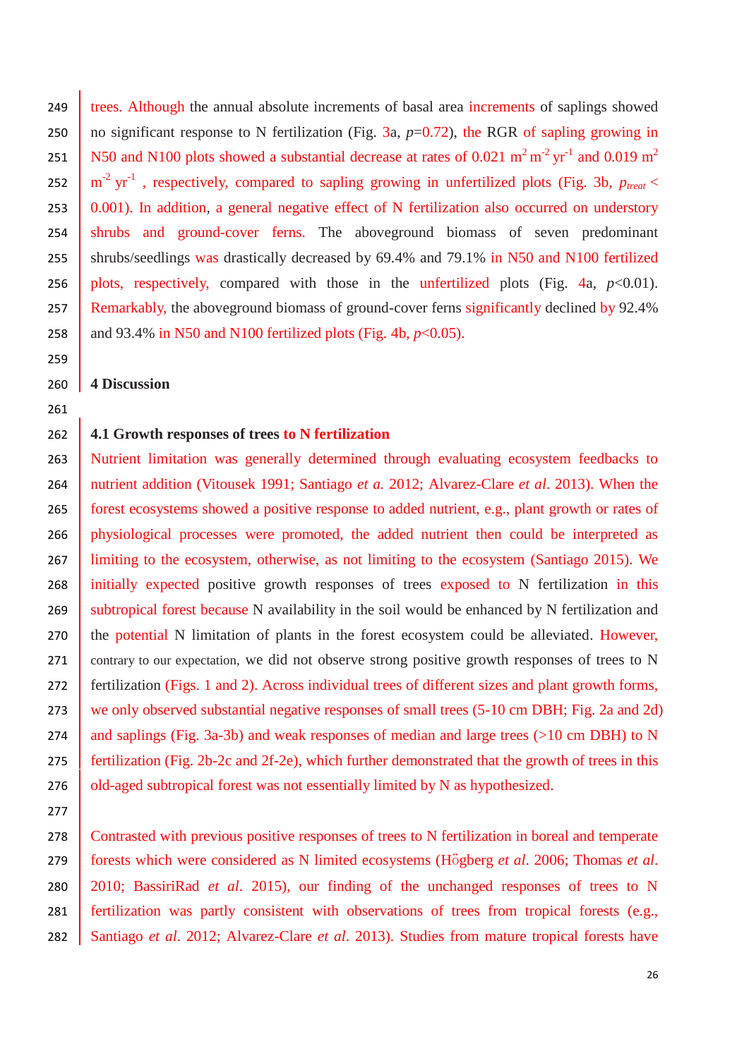trees. Although the annual absolute increments of basal area increments of saplings showed no significant response to N fertilization (Fig. 3a, $p$=0.72), the RGR of sapling growing in N50 and N100 plots showed a substantial decrease at rates of 0.021 $m^2$ $m^{-2}$ $yr^{-1}$ and 0.019 $m^2$ $m^{-2}$ $yr^{-1}$ , respectively, compared to sapling growing in unfertilized plots (Fig. 3b, $p_{treat} < 0.001$). In addition, a general negative effect of N fertilization also occurred on understory shrubs and ground-cover ferns. The aboveground biomass of seven predominant shrubs/seedlings was drastically decreased by 69.4% and 79.1% in N50 and N100 fertilized plots, respectively, compared with those in the unfertilized plots (Fig. 4a, $p$<0.01). Remarkably, the aboveground biomass of ground-cover ferns significantly declined by 92.4% and 93.4% in N50 and N100 fertilized plots (Fig. 4b, $p$<0.05).

## 4 Discussion

### 4.1 Growth responses of trees to N fertilization

Nutrient limitation was generally determined through evaluating ecosystem feedbacks to nutrient addition (Vitousek 1991; Santiago *et a.* 2012; Alvarez-Clare *et al*. 2013). When the forest ecosystems showed a positive response to added nutrient, e.g., plant growth or rates of physiological processes were promoted, the added nutrient then could be interpreted as limiting to the ecosystem, otherwise, as not limiting to the ecosystem (Santiago 2015). We initially expected positive growth responses of trees exposed to N fertilization in this subtropical forest because N availability in the soil would be enhanced by N fertilization and the potential N limitation of plants in the forest ecosystem could be alleviated. However, contrary to our expectation, we did not observe strong positive growth responses of trees to N fertilization (Figs. 1 and 2). Across individual trees of different sizes and plant growth forms, we only observed substantial negative responses of small trees (5-10 cm DBH; Fig. 2a and 2d) and saplings (Fig. 3a-3b) and weak responses of median and large trees (>10 cm DBH) to N fertilization (Fig. 2b-2c and 2f-2e), which further demonstrated that the growth of trees in this old-aged subtropical forest was not essentially limited by N as hypothesized.

Contrasted with previous positive responses of trees to N fertilization in boreal and temperate forests which were considered as N limited ecosystems (Högberg *et al*. 2006; Thomas *et al*. 2010; BassiriRad *et al*. 2015), our finding of the unchanged responses of trees to N fertilization was partly consistent with observations of trees from tropical forests (e.g., Santiago *et al*. 2012; Alvarez-Clare *et al*. 2013). Studies from mature tropical forests have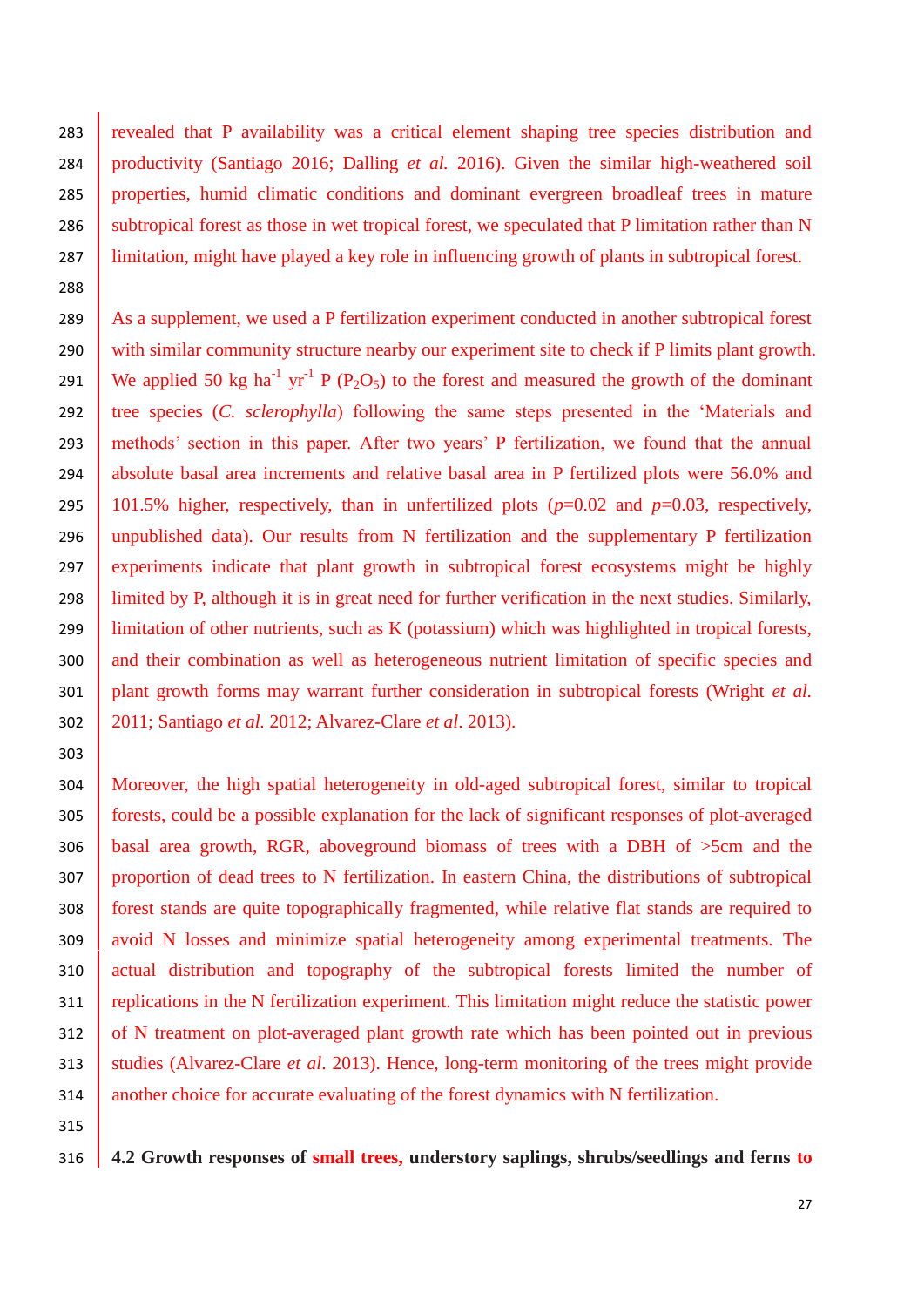revealed that P availability was a critical element shaping tree species distribution and productivity (Santiago 2016; Dalling *et al.* 2016). Given the similar high-weathered soil properties, humid climatic conditions and dominant evergreen broadleaf trees in mature subtropical forest as those in wet tropical forest, we speculated that P limitation rather than N limitation, might have played a key role in influencing growth of plants in subtropical forest.

As a supplement, we used a P fertilization experiment conducted in another subtropical forest with similar community structure nearby our experiment site to check if P limits plant growth. We applied 50 kg $ha^{-1}$ $yr^{-1}$ P ($P_2O_5$) to the forest and measured the growth of the dominant tree species (*C. sclerophylla*) following the same steps presented in the 'Materials and methods' section in this paper. After two years' P fertilization, we found that the annual absolute basal area increments and relative basal area in P fertilized plots were 56.0% and 101.5% higher, respectively, than in unfertilized plots ($p$=0.02 and $p$=0.03, respectively, unpublished data). Our results from N fertilization and the supplementary P fertilization experiments indicate that plant growth in subtropical forest ecosystems might be highly limited by P, although it is in great need for further verification in the next studies. Similarly, limitation of other nutrients, such as K (potassium) which was highlighted in tropical forests, and their combination as well as heterogeneous nutrient limitation of specific species and plant growth forms may warrant further consideration in subtropical forests (Wright *et al.* 2011; Santiago *et al.* 2012; Alvarez-Clare *et al*. 2013).

Moreover, the high spatial heterogeneity in old-aged subtropical forest, similar to tropical forests, could be a possible explanation for the lack of significant responses of plot-averaged basal area growth, RGR, aboveground biomass of trees with a DBH of >5cm and the proportion of dead trees to N fertilization. In eastern China, the distributions of subtropical forest stands are quite topographically fragmented, while relative flat stands are required to avoid N losses and minimize spatial heterogeneity among experimental treatments. The actual distribution and topography of the subtropical forests limited the number of replications in the N fertilization experiment. This limitation might reduce the statistic power of N treatment on plot-averaged plant growth rate which has been pointed out in previous studies (Alvarez-Clare *et al*. 2013). Hence, long-term monitoring of the trees might provide another choice for accurate evaluating of the forest dynamics with N fertilization.

### 4.2 Growth responses of small trees, understory saplings, shrubs/seedlings and ferns to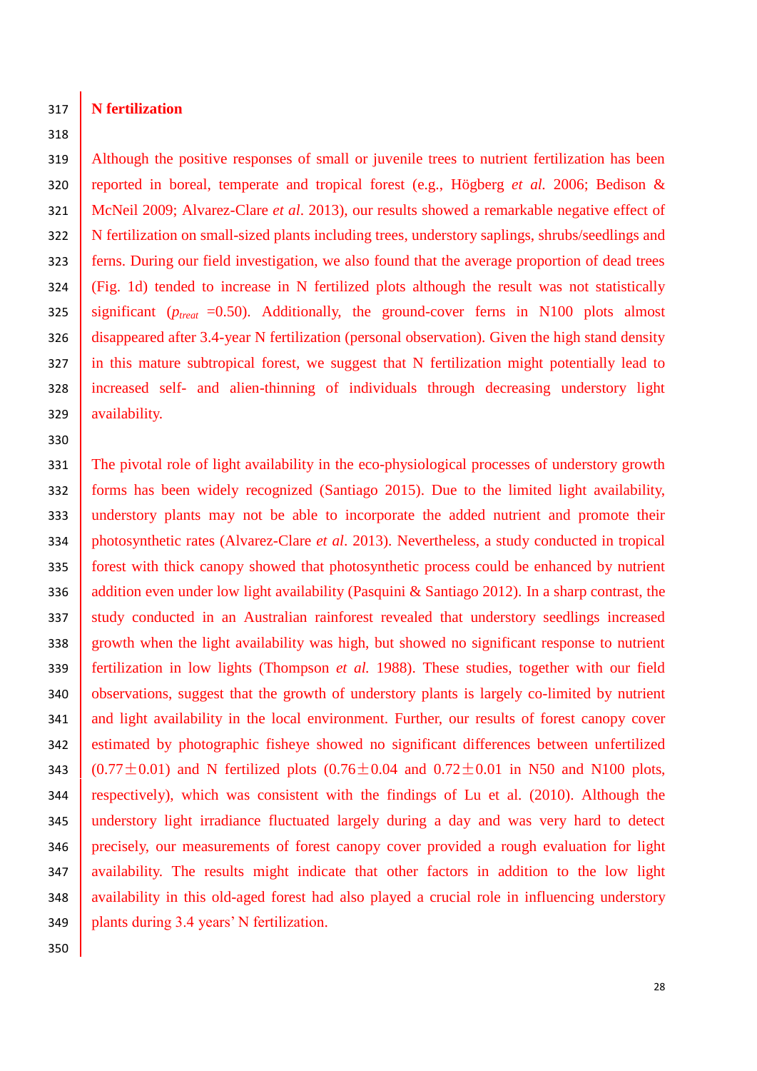## N fertilization

Although the positive responses of small or juvenile trees to nutrient fertilization has been reported in boreal, temperate and tropical forest (e.g., Högberg *et al.* 2006; Bedison & McNeil 2009; Alvarez-Clare *et al*. 2013), our results showed a remarkable negative effect of N fertilization on small-sized plants including trees, understory saplings, shrubs/seedlings and ferns. During our field investigation, we also found that the average proportion of dead trees (Fig. 1d) tended to increase in N fertilized plots although the result was not statistically significant ($p_{treat}$ =0.50). Additionally, the ground-cover ferns in N100 plots almost disappeared after 3.4-year N fertilization (personal observation). Given the high stand density in this mature subtropical forest, we suggest that N fertilization might potentially lead to increased self- and alien-thinning of individuals through decreasing understory light availability.

The pivotal role of light availability in the eco-physiological processes of understory growth forms has been widely recognized (Santiago 2015). Due to the limited light availability, understory plants may not be able to incorporate the added nutrient and promote their photosynthetic rates (Alvarez-Clare *et al*. 2013). Nevertheless, a study conducted in tropical forest with thick canopy showed that photosynthetic process could be enhanced by nutrient addition even under low light availability (Pasquini & Santiago 2012). In a sharp contrast, the study conducted in an Australian rainforest revealed that understory seedlings increased growth when the light availability was high, but showed no significant response to nutrient fertilization in low lights (Thompson *et al.* 1988). These studies, together with our field observations, suggest that the growth of understory plants is largely co-limited by nutrient and light availability in the local environment. Further, our results of forest canopy cover estimated by photographic fisheye showed no significant differences between unfertilized ($0.77 \pm 0.01$) and N fertilized plots ($0.76 \pm 0.04$ and $0.72 \pm 0.01$ in N50 and N100 plots, respectively), which was consistent with the findings of Lu et al. (2010). Although the understory light irradiance fluctuated largely during a day and was very hard to detect precisely, our measurements of forest canopy cover provided a rough evaluation for light availability. The results might indicate that other factors in addition to the low light availability in this old-aged forest had also played a crucial role in influencing understory plants during 3.4 years' N fertilization.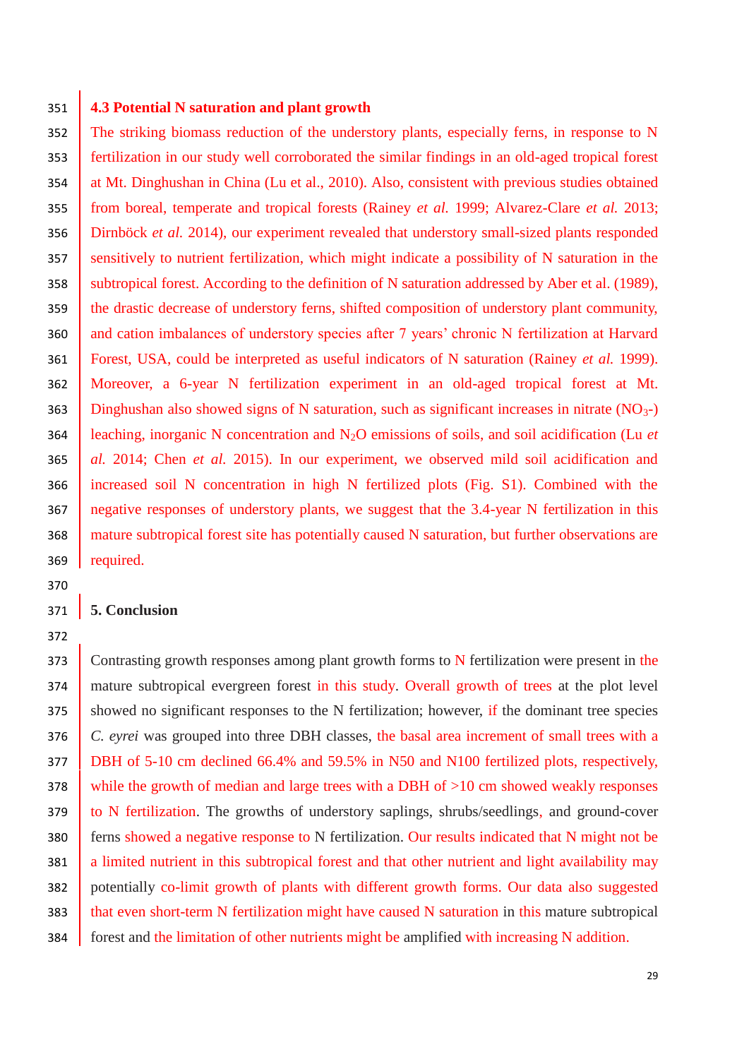### 4.3 Potential N saturation and plant growth

The striking biomass reduction of the understory plants, especially ferns, in response to N fertilization in our study well corroborated the similar findings in an old-aged tropical forest at Mt. Dinghushan in China (Lu et al., 2010). Also, consistent with previous studies obtained from boreal, temperate and tropical forests (Rainey *et al.* 1999; Alvarez-Clare *et al.* 2013; Dirnböck *et al.* 2014), our experiment revealed that understory small-sized plants responded sensitively to nutrient fertilization, which might indicate a possibility of N saturation in the subtropical forest. According to the definition of N saturation addressed by Aber et al. (1989), the drastic decrease of understory ferns, shifted composition of understory plant community, and cation imbalances of understory species after 7 years' chronic N fertilization at Harvard Forest, USA, could be interpreted as useful indicators of N saturation (Rainey *et al.* 1999). Moreover, a 6-year N fertilization experiment in an old-aged tropical forest at Mt. Dinghushan also showed signs of N saturation, such as significant increases in nitrate ($NO_3$-) leaching, inorganic N concentration and $N_2O$ emissions of soils, and soil acidification (Lu *et al.* 2014; Chen *et al.* 2015). In our experiment, we observed mild soil acidification and increased soil N concentration in high N fertilized plots (Fig. S1). Combined with the negative responses of understory plants, we suggest that the 3.4-year N fertilization in this mature subtropical forest site has potentially caused N saturation, but further observations are required.

## 5. Conclusion

Contrasting growth responses among plant growth forms to N fertilization were present in the mature subtropical evergreen forest in this study. Overall growth of trees at the plot level showed no significant responses to the N fertilization; however, if the dominant tree species *C. eyrei* was grouped into three DBH classes, the basal area increment of small trees with a DBH of 5-10 cm declined 66.4% and 59.5% in N50 and N100 fertilized plots, respectively, while the growth of median and large trees with a DBH of >10 cm showed weakly responses to N fertilization. The growths of understory saplings, shrubs/seedlings, and ground-cover ferns showed a negative response to N fertilization. Our results indicated that N might not be a limited nutrient in this subtropical forest and that other nutrient and light availability may potentially co-limit growth of plants with different growth forms. Our data also suggested that even short-term N fertilization might have caused N saturation in this mature subtropical forest and the limitation of other nutrients might be amplified with increasing N addition.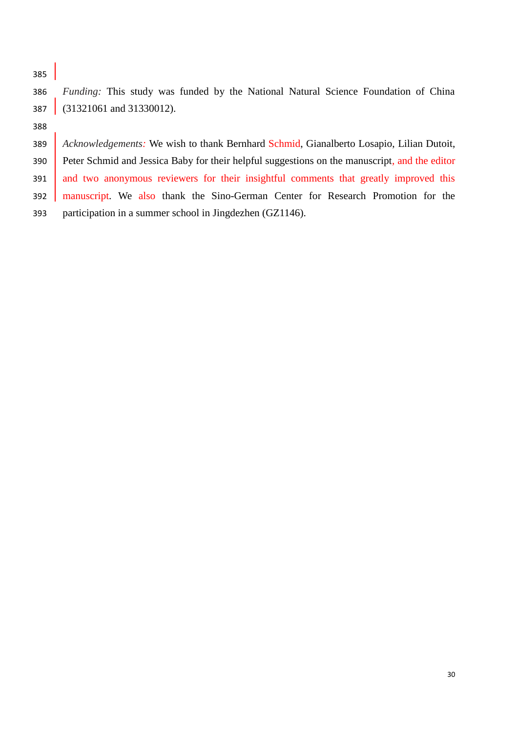*Funding:* This study was funded by the National Natural Science Foundation of China (31321061 and 31330012).

*Acknowledgements:* We wish to thank Bernhard Schmid, Gianalberto Losapio, Lilian Dutoit, Peter Schmid and Jessica Baby for their helpful suggestions on the manuscript, and the editor and two anonymous reviewers for their insightful comments that greatly improved this manuscript. We also thank the Sino-German Center for Research Promotion for the participation in a summer school in Jingdezhen (GZ1146).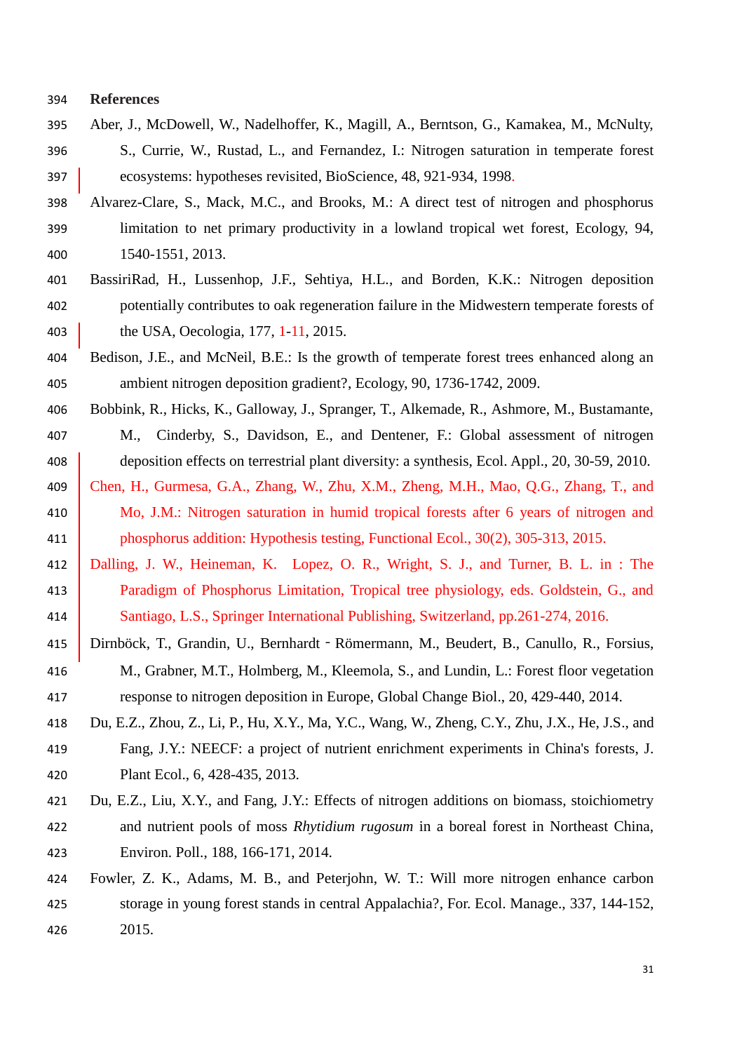**References**

Aber, J., McDowell, W., Nadelhoffer, K., Magill, A., Berntson, G., Kamakea, M., McNulty, S., Currie, W., Rustad, L., and Fernandez, I.: Nitrogen saturation in temperate forest ecosystems: hypotheses revisited, BioScience, 48, 921-934, 1998.

Alvarez-Clare, S., Mack, M.C., and Brooks, M.: A direct test of nitrogen and phosphorus limitation to net primary productivity in a lowland tropical wet forest, Ecology, 94, 1540-1551, 2013.

BassiriRad, H., Lussenhop, J.F., Sehtiya, H.L., and Borden, K.K.: Nitrogen deposition potentially contributes to oak regeneration failure in the Midwestern temperate forests of the USA, Oecologia, 177, 1-11, 2015.

Bedison, J.E., and McNeil, B.E.: Is the growth of temperate forest trees enhanced along an ambient nitrogen deposition gradient?, Ecology, 90, 1736-1742, 2009.

Bobbink, R., Hicks, K., Galloway, J., Spranger, T., Alkemade, R., Ashmore, M., Bustamante, M., Cinderby, S., Davidson, E., and Dentener, F.: Global assessment of nitrogen deposition effects on terrestrial plant diversity: a synthesis, Ecol. Appl., 20, 30-59, 2010.

Chen, H., Gurmesa, G.A., Zhang, W., Zhu, X.M., Zheng, M.H., Mao, Q.G., Zhang, T., and Mo, J.M.: Nitrogen saturation in humid tropical forests after 6 years of nitrogen and phosphorus addition: Hypothesis testing, Functional Ecol., 30(2), 305-313, 2015.

Dalling, J. W., Heineman, K. Lopez, O. R., Wright, S. J., and Turner, B. L. in : The Paradigm of Phosphorus Limitation, Tropical tree physiology, eds. Goldstein, G., and Santiago, L.S., Springer International Publishing, Switzerland, pp.261-274, 2016.

Dirnböck, T., Grandin, U., Bernhardt‐Römermann, M., Beudert, B., Canullo, R., Forsius, M., Grabner, M.T., Holmberg, M., Kleemola, S., and Lundin, L.: Forest floor vegetation response to nitrogen deposition in Europe, Global Change Biol., 20, 429-440, 2014.

Du, E.Z., Zhou, Z., Li, P., Hu, X.Y., Ma, Y.C., Wang, W., Zheng, C.Y., Zhu, J.X., He, J.S., and Fang, J.Y.: NEECF: a project of nutrient enrichment experiments in China's forests, J. Plant Ecol., 6, 428-435, 2013.

Du, E.Z., Liu, X.Y., and Fang, J.Y.: Effects of nitrogen additions on biomass, stoichiometry and nutrient pools of moss *Rhytidium rugosum* in a boreal forest in Northeast China, Environ. Poll., 188, 166-171, 2014.

Fowler, Z. K., Adams, M. B., and Peterjohn, W. T.: Will more nitrogen enhance carbon storage in young forest stands in central Appalachia?, For. Ecol. Manage., 337, 144-152, 2015.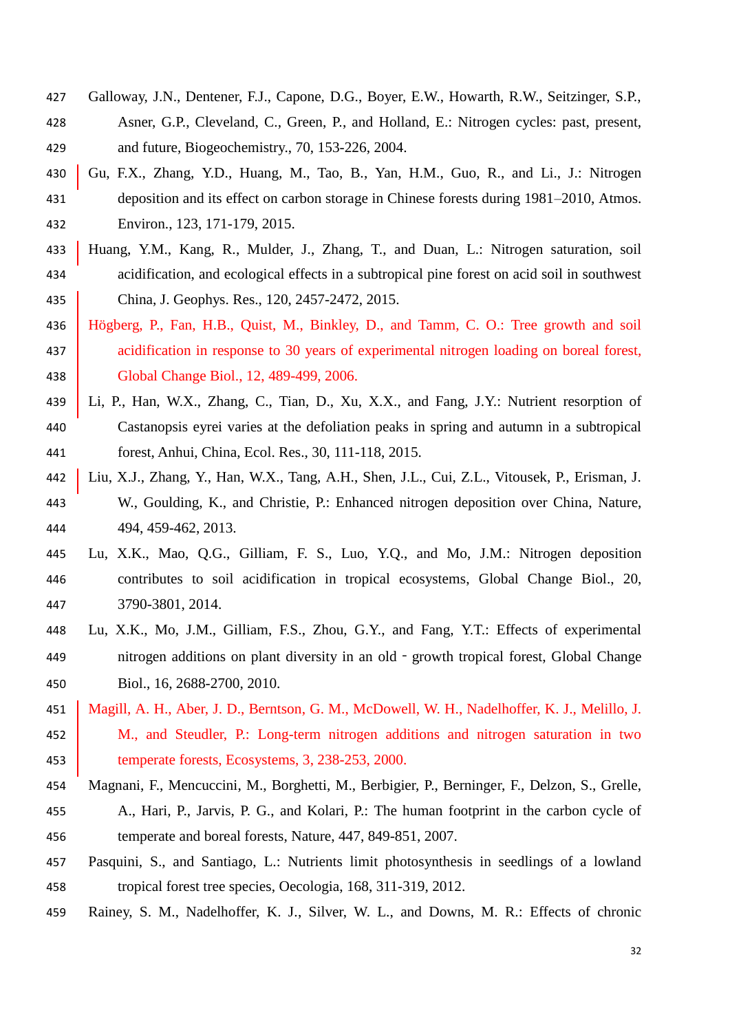Galloway, J.N., Dentener, F.J., Capone, D.G., Boyer, E.W., Howarth, R.W., Seitzinger, S.P., Asner, G.P., Cleveland, C., Green, P., and Holland, E.: Nitrogen cycles: past, present, and future, Biogeochemistry., 70, 153-226, 2004.

Gu, F.X., Zhang, Y.D., Huang, M., Tao, B., Yan, H.M., Guo, R., and Li., J.: Nitrogen deposition and its effect on carbon storage in Chinese forests during 1981–2010, Atmos. Environ., 123, 171-179, 2015.

Huang, Y.M., Kang, R., Mulder, J., Zhang, T., and Duan, L.: Nitrogen saturation, soil acidification, and ecological effects in a subtropical pine forest on acid soil in southwest China, J. Geophys. Res., 120, 2457-2472, 2015.

Högberg, P., Fan, H.B., Quist, M., Binkley, D., and Tamm, C. O.: Tree growth and soil acidification in response to 30 years of experimental nitrogen loading on boreal forest, Global Change Biol., 12, 489-499, 2006.

Li, P., Han, W.X., Zhang, C., Tian, D., Xu, X.X., and Fang, J.Y.: Nutrient resorption of Castanopsis eyrei varies at the defoliation peaks in spring and autumn in a subtropical forest, Anhui, China, Ecol. Res., 30, 111-118, 2015.

Liu, X.J., Zhang, Y., Han, W.X., Tang, A.H., Shen, J.L., Cui, Z.L., Vitousek, P., Erisman, J. W., Goulding, K., and Christie, P.: Enhanced nitrogen deposition over China, Nature, 494, 459-462, 2013.

Lu, X.K., Mao, Q.G., Gilliam, F. S., Luo, Y.Q., and Mo, J.M.: Nitrogen deposition contributes to soil acidification in tropical ecosystems, Global Change Biol., 20, 3790-3801, 2014.

Lu, X.K., Mo, J.M., Gilliam, F.S., Zhou, G.Y., and Fang, Y.T.: Effects of experimental nitrogen additions on plant diversity in an old - growth tropical forest, Global Change Biol., 16, 2688-2700, 2010.

Magill, A. H., Aber, J. D., Berntson, G. M., McDowell, W. H., Nadelhoffer, K. J., Melillo, J. M., and Steudler, P.: Long-term nitrogen additions and nitrogen saturation in two temperate forests, Ecosystems, 3, 238-253, 2000.

Magnani, F., Mencuccini, M., Borghetti, M., Berbigier, P., Berninger, F., Delzon, S., Grelle, A., Hari, P., Jarvis, P. G., and Kolari, P.: The human footprint in the carbon cycle of temperate and boreal forests, Nature, 447, 849-851, 2007.

Pasquini, S., and Santiago, L.: Nutrients limit photosynthesis in seedlings of a lowland tropical forest tree species, Oecologia, 168, 311-319, 2012.

Rainey, S. M., Nadelhoffer, K. J., Silver, W. L., and Downs, M. R.: Effects of chronic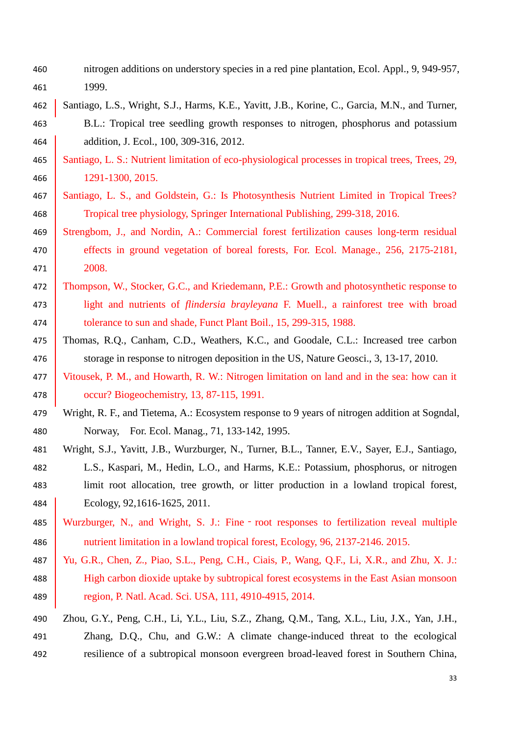nitrogen additions on understory species in a red pine plantation, Ecol. Appl., 9, 949-957, 1999.

Santiago, L.S., Wright, S.J., Harms, K.E., Yavitt, J.B., Korine, C., Garcia, M.N., and Turner, B.L.: Tropical tree seedling growth responses to nitrogen, phosphorus and potassium addition, J. Ecol., 100, 309-316, 2012.

Santiago, L. S.: Nutrient limitation of eco-physiological processes in tropical trees, Trees, 29, 1291-1300, 2015.

Santiago, L. S., and Goldstein, G.: Is Photosynthesis Nutrient Limited in Tropical Trees? Tropical tree physiology, Springer International Publishing, 299-318, 2016.

Strengbom, J., and Nordin, A.: Commercial forest fertilization causes long-term residual effects in ground vegetation of boreal forests, For. Ecol. Manage., 256, 2175-2181, 2008.

Thompson, W., Stocker, G.C., and Kriedemann, P.E.: Growth and photosynthetic response to light and nutrients of *flindersia brayleyana* F. Muell., a rainforest tree with broad tolerance to sun and shade, Funct Plant Boil., 15, 299-315, 1988.

Thomas, R.Q., Canham, C.D., Weathers, K.C., and Goodale, C.L.: Increased tree carbon storage in response to nitrogen deposition in the US, Nature Geosci., 3, 13-17, 2010.

Vitousek, P. M., and Howarth, R. W.: Nitrogen limitation on land and in the sea: how can it occur? Biogeochemistry, 13, 87-115, 1991.

Wright, R. F., and Tietema, A.: Ecosystem response to 9 years of nitrogen addition at Sogndal, Norway, For. Ecol. Manag., 71, 133-142, 1995.

Wright, S.J., Yavitt, J.B., Wurzburger, N., Turner, B.L., Tanner, E.V., Sayer, E.J., Santiago, L.S., Kaspari, M., Hedin, L.O., and Harms, K.E.: Potassium, phosphorus, or nitrogen limit root allocation, tree growth, or litter production in a lowland tropical forest, Ecology, 92,1616-1625, 2011.

Wurzburger, N., and Wright, S. J.: Fine‐root responses to fertilization reveal multiple nutrient limitation in a lowland tropical forest, Ecology, 96, 2137-2146. 2015.

Yu, G.R., Chen, Z., Piao, S.L., Peng, C.H., Ciais, P., Wang, Q.F., Li, X.R., and Zhu, X. J.: High carbon dioxide uptake by subtropical forest ecosystems in the East Asian monsoon region, P. Natl. Acad. Sci. USA, 111, 4910-4915, 2014.

Zhou, G.Y., Peng, C.H., Li, Y.L., Liu, S.Z., Zhang, Q.M., Tang, X.L., Liu, J.X., Yan, J.H., Zhang, D.Q., Chu, and G.W.: A climate change-induced threat to the ecological resilience of a subtropical monsoon evergreen broad-leaved forest in Southern China,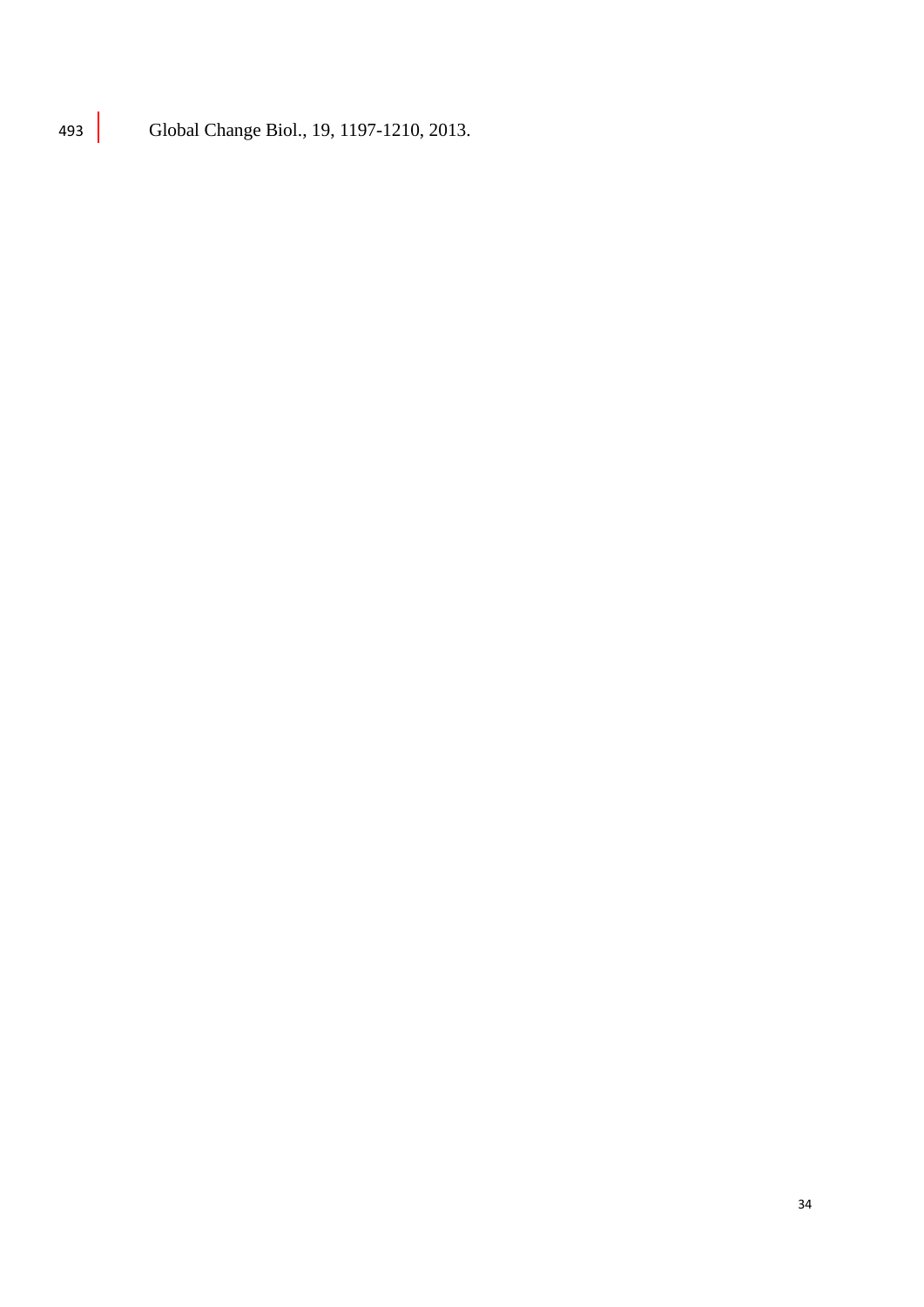Global Change Biol., 19, 1197-1210, 2013.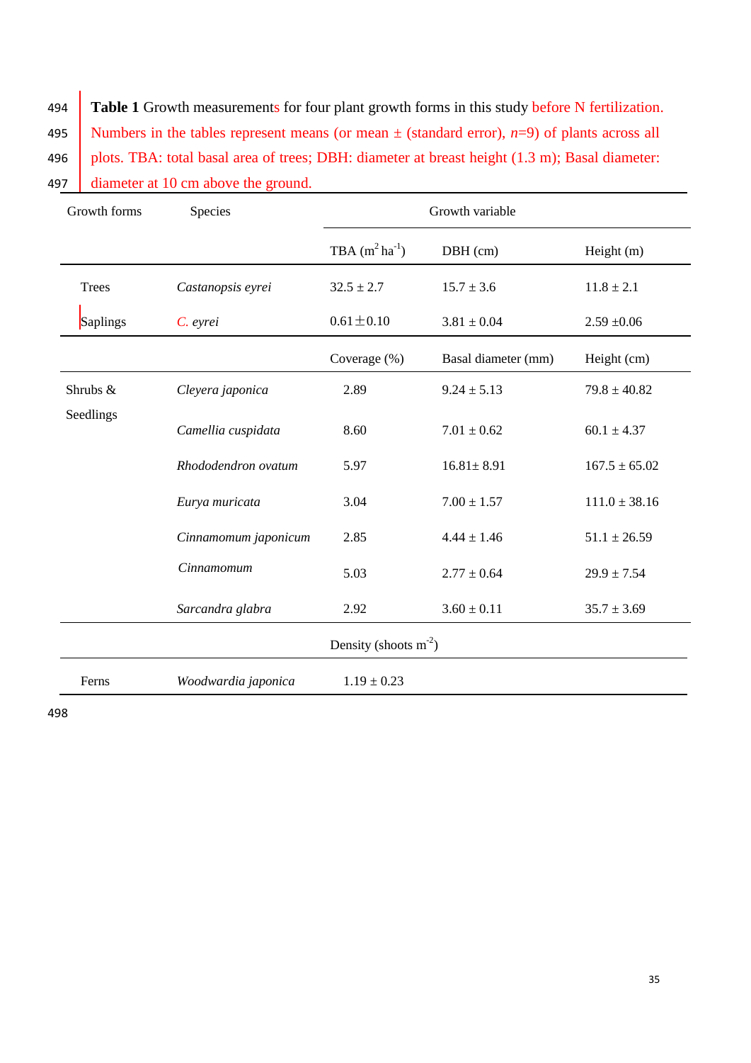**Table 1** Growth measurements for four plant growth forms in this study before N fertilization. Numbers in the tables represent means (or mean ± (standard error), $n$=9) of plants across all plots. TBA: total basal area of trees; DBH: diameter at breast height (1.3 m); Basal diameter: diameter at 10 cm above the ground.

| Growth forms | Species | Growth variable | | |
|---|---|---|---|---|
| | | TBA ($m^2$ $ha^{-1}$) | DBH (cm) | Height (m) |
| Trees | *Castanopsis eyrei* | 32.5 ± 2.7 | 15.7 ± 3.6 | 11.8 ± 2.1 |
| Saplings | *C. eyrei* | 0.61 ± 0.10 | 3.81 ± 0.04 | 2.59 ± 0.06 |
| | | Coverage (%) | Basal diameter (mm) | Height (cm) |
| Shrubs & Seedlings | *Cleyera japonica* | 2.89 | 9.24 ± 5.13 | 79.8 ± 40.82 |
| | *Camellia cuspidata* | 8.60 | 7.01 ± 0.62 | 60.1 ± 4.37 |
| | *Rhododendron ovatum* | 5.97 | 16.81± 8.91 | 167.5 ± 65.02 |
| | *Eurya muricata* | 3.04 | 7.00 ± 1.57 | 111.0 ± 38.16 |
| | *Cinnamomum japonicum* | 2.85 | 4.44 ± 1.46 | 51.1 ± 26.59 |
| | *Cinnamomum* | 5.03 | 2.77 ± 0.64 | 29.9 ± 7.54 |
| | *Sarcandra glabra* | 2.92 | 3.60 ± 0.11 | 35.7 ± 3.69 |
| | | Density (shoots $m^{-2}$) | | |
| Ferns | *Woodwardia japonica* | 1.19 ± 0.23 | | |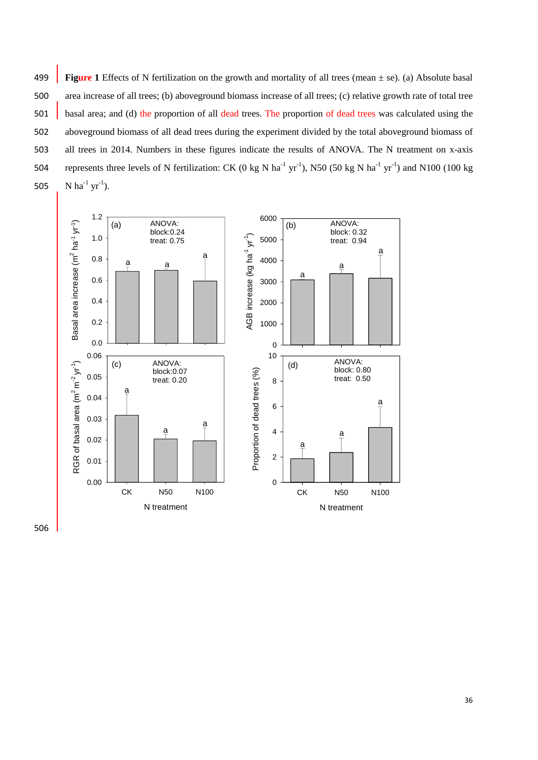**Figure 1** Effects of N fertilization on the growth and mortality of all trees (mean ± se). (a) Absolute basal area increase of all trees; (b) aboveground biomass increase of all trees; (c) relative growth rate of total tree basal area; and (d) the proportion of all dead trees. The proportion of dead trees was calculated using the aboveground biomass of all dead trees during the experiment divided by the total aboveground biomass of all trees in 2014. Numbers in these figures indicate the results of ANOVA. The N treatment on x-axis represents three levels of N fertilization: CK (0 kg N $ha^{-1}$ $yr^{-1}$), N50 (50 kg N $ha^{-1}$ $yr^{-1}$) and N100 (100 kg N $ha^{-1}$ $yr^{-1}$).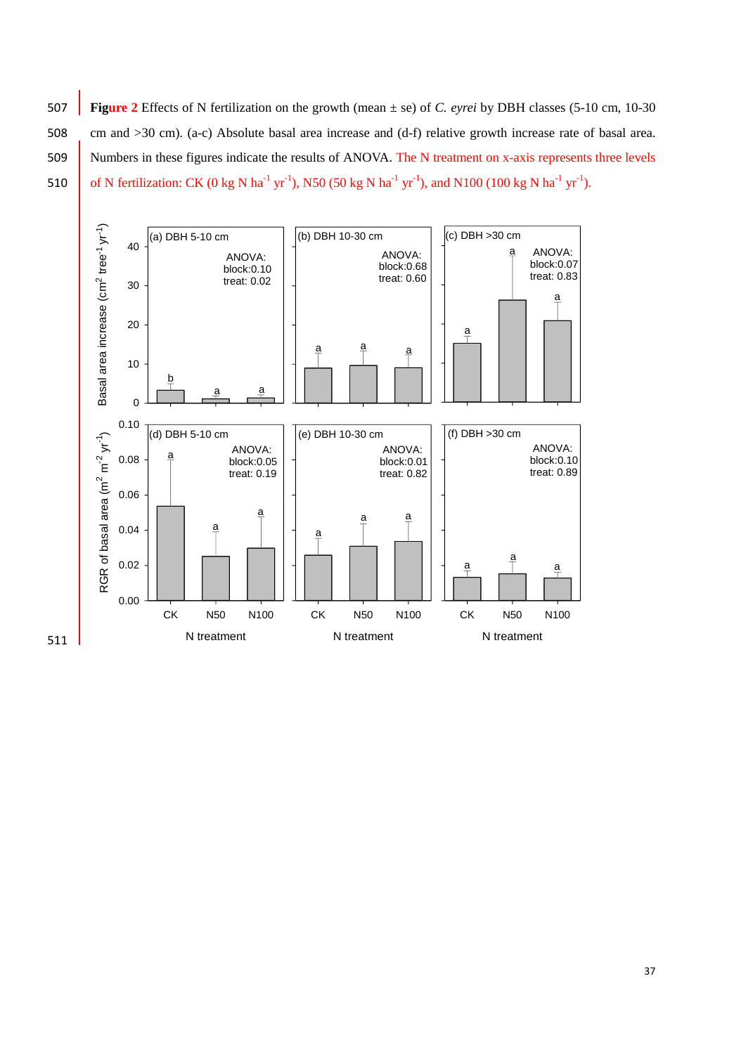**Figure 2** Effects of N fertilization on the growth (mean ± se) of *C. eyrei* by DBH classes (5-10 cm, 10-30 cm and >30 cm). (a-c) Absolute basal area increase and (d-f) relative growth increase rate of basal area. Numbers in these figures indicate the results of ANOVA. The N treatment on x-axis represents three levels of N fertilization: CK (0 kg N $ha^{-1}$ $yr^{-1}$), N50 (50 kg N $ha^{-1}$ $yr^{-1}$), and N100 (100 kg N $ha^{-1}$ $yr^{-1}$).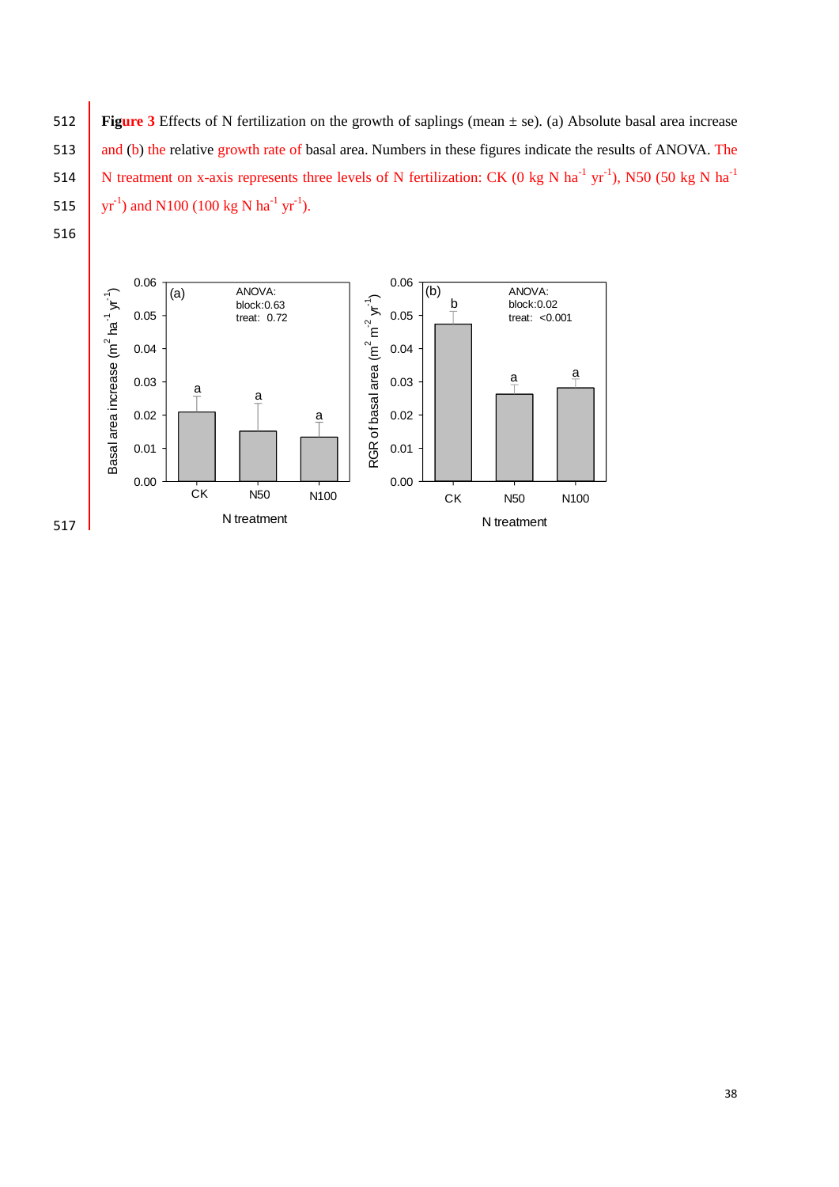**Figure 3** Effects of N fertilization on the growth of saplings (mean ± se). (a) Absolute basal area increase and (b) the relative growth rate of basal area. Numbers in these figures indicate the results of ANOVA. The N treatment on x-axis represents three levels of N fertilization: CK (0 kg N $ha^{-1}$ $yr^{-1}$), N50 (50 kg N $ha^{-1}$ $yr^{-1}$) and N100 (100 kg N $ha^{-1}$ $yr^{-1}$).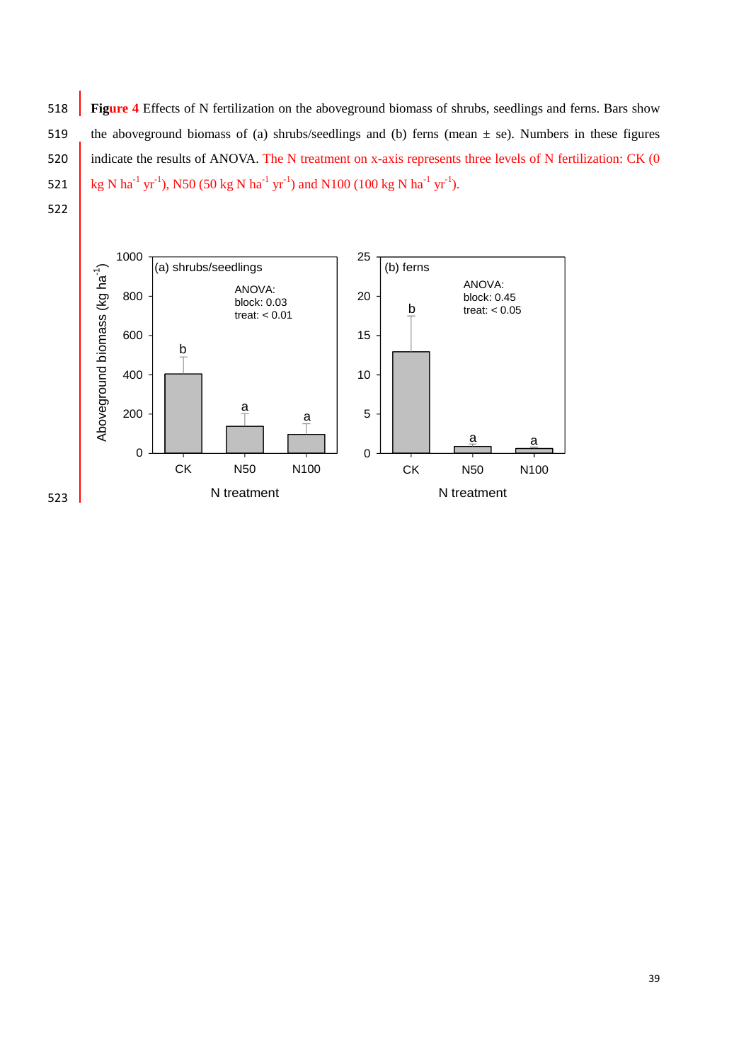**Figure 4** Effects of N fertilization on the aboveground biomass of shrubs, seedlings and ferns. Bars show the aboveground biomass of (a) shrubs/seedlings and (b) ferns (mean ± se). Numbers in these figures indicate the results of ANOVA. The N treatment on x-axis represents three levels of N fertilization: CK (0 kg N ha$^{-1}$ yr$^{-1}$), N50 (50 kg N ha$^{-1}$ yr$^{-1}$) and N100 (100 kg N ha$^{-1}$ yr$^{-1}$).

(a) shrubs/seedlings

ANOVA:
block: 0.03
treat: < 0.01

Aboveground biomass (kg ha$^{-1}$)

0, 200, 400, 600, 800, 1000

b, a, a

CK, N50, N100

N treatment

(b) ferns

ANOVA:
block: 0.45
treat: < 0.05

0, 5, 10, 15, 20, 25

b, a, a

CK, N50, N100

N treatment